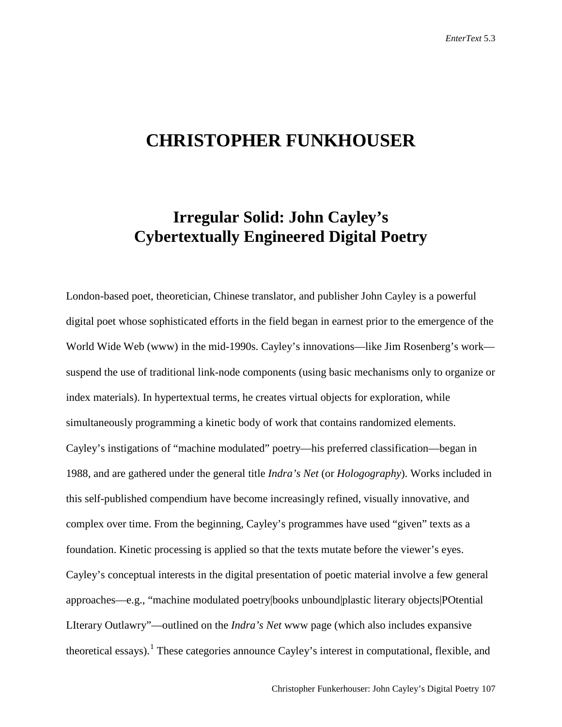# CHRISTOPHER FUNKHOUSER

## Irregular Solid: John Cayley's Cybertextually Engineered Digital Poetry

London-based poet, theoretician, Chinese translator, and publisher John Cayley is a powerful digital poet whose sophisticated efforts in the field began in earnest prior to the emergence of the World Wide Web (www) in the mid-1990s. Cayley's innovations—like Jim Rosenberg's work—suspend the use of traditional link-node components (using basic mechanisms only to organize or index materials). In hypertextual terms, he creates virtual objects for exploration, while simultaneously programming a kinetic body of work that contains randomized elements. Cayley's instigations of "machine modulated" poetry—his preferred classification—began in 1988, and are gathered under the general title *Indra's Net* (or *Hologography*). Works included in this self-published compendium have become increasingly refined, visually innovative, and complex over time. From the beginning, Cayley's programmes have used "given" texts as a foundation. Kinetic processing is applied so that the texts mutate before the viewer's eyes. Cayley's conceptual interests in the digital presentation of poetic material involve a few general approaches—e.g., "machine modulated poetry|books unbound|plastic literary objects|POtential LIterary Outlawry"—outlined on the *Indra's Net* www page (which also includes expansive theoretical essays).[1] These categories announce Cayley's interest in computational, flexible, and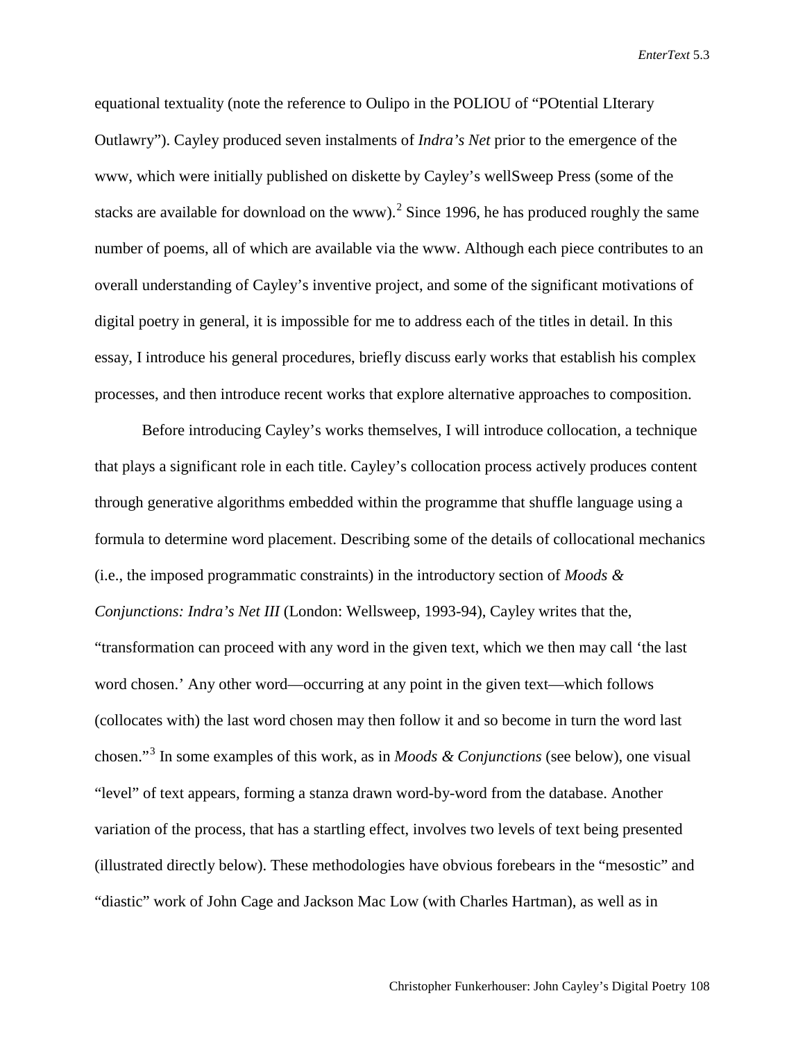equational textuality (note the reference to Oulipo in the POLIOU of "POtential LIterary Outlawry"). Cayley produced seven instalments of *Indra's Net* prior to the emergence of the www, which were initially published on diskette by Cayley's wellSweep Press (some of the stacks are available for download on the www).[2] Since 1996, he has produced roughly the same number of poems, all of which are available via the www. Although each piece contributes to an overall understanding of Cayley's inventive project, and some of the significant motivations of digital poetry in general, it is impossible for me to address each of the titles in detail. In this essay, I introduce his general procedures, briefly discuss early works that establish his complex processes, and then introduce recent works that explore alternative approaches to composition.

Before introducing Cayley's works themselves, I will introduce collocation, a technique that plays a significant role in each title. Cayley's collocation process actively produces content through generative algorithms embedded within the programme that shuffle language using a formula to determine word placement. Describing some of the details of collocational mechanics (i.e., the imposed programmatic constraints) in the introductory section of *Moods & Conjunctions: Indra's Net III* (London: Wellsweep, 1993-94), Cayley writes that the, "transformation can proceed with any word in the given text, which we then may call 'the last word chosen.' Any other word—occurring at any point in the given text—which follows (collocates with) the last word chosen may then follow it and so become in turn the word last chosen."[3] In some examples of this work, as in *Moods & Conjunctions* (see below), one visual "level" of text appears, forming a stanza drawn word-by-word from the database. Another variation of the process, that has a startling effect, involves two levels of text being presented (illustrated directly below). These methodologies have obvious forebears in the "mesostic" and "diastic" work of John Cage and Jackson Mac Low (with Charles Hartman), as well as in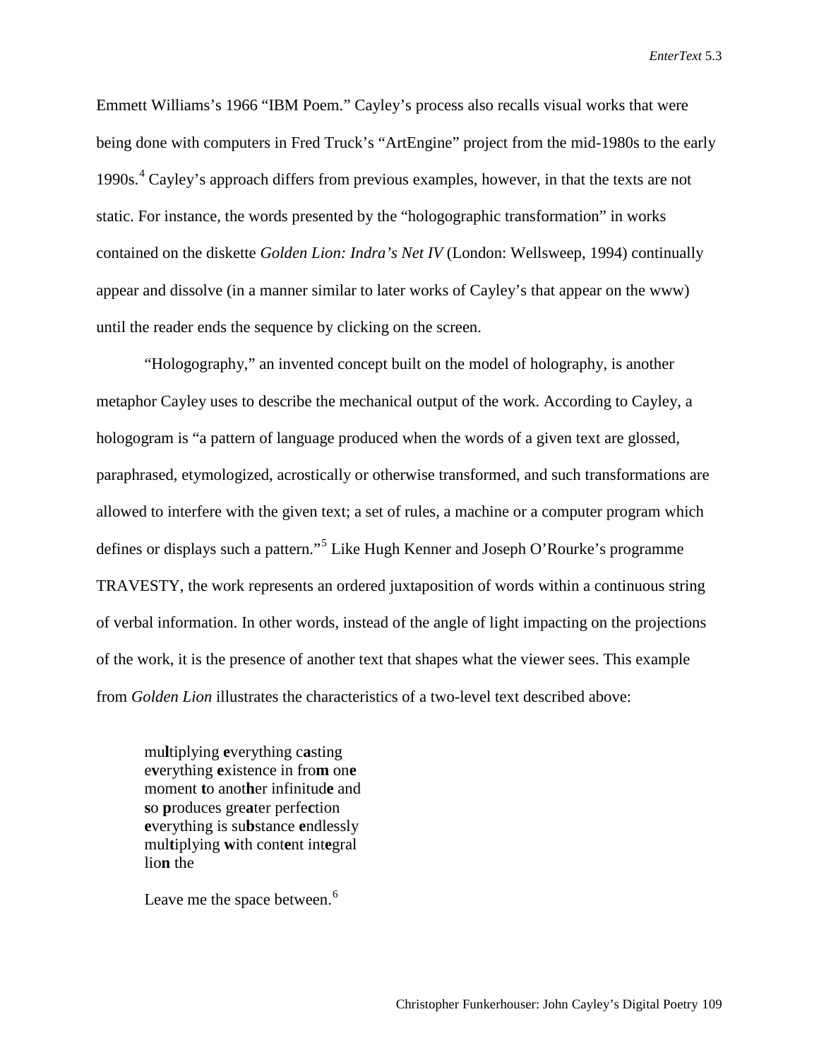Emmett Williams's 1966 "IBM Poem." Cayley's process also recalls visual works that were being done with computers in Fred Truck's "ArtEngine" project from the mid-1980s to the early 1990s.[4] Cayley's approach differs from previous examples, however, in that the texts are not static. For instance, the words presented by the "hologographic transformation" in works contained on the diskette *Golden Lion: Indra's Net IV* (London: Wellsweep, 1994) continually appear and dissolve (in a manner similar to later works of Cayley's that appear on the www) until the reader ends the sequence by clicking on the screen.

"Hologography," an invented concept built on the model of holography, is another metaphor Cayley uses to describe the mechanical output of the work. According to Cayley, a hologogram is "a pattern of language produced when the words of a given text are glossed, paraphrased, etymologized, acrostically or otherwise transformed, and such transformations are allowed to interfere with the given text; a set of rules, a machine or a computer program which defines or displays such a pattern."[5] Like Hugh Kenner and Joseph O'Rourke's programme TRAVESTY, the work represents an ordered juxtaposition of words within a continuous string of verbal information. In other words, instead of the angle of light impacting on the projections of the work, it is the presence of another text that shapes what the viewer sees. This example from *Golden Lion* illustrates the characteristics of a two-level text described above:

> mu**l**tiplying **e**verything c**a**sting
> e**v**erything **e**xistence in fro**m** on**e**
> moment **t**o anot**h**er infinitud**e** and
> **s**o **p**roduces gre**a**ter perfe**c**tion
> **e**verything is su**b**stance **e**ndlessly
> mul**t**iplying **w**ith cont**e**nt int**e**gral
> lio**n** the
>
> Leave me the space between.[6]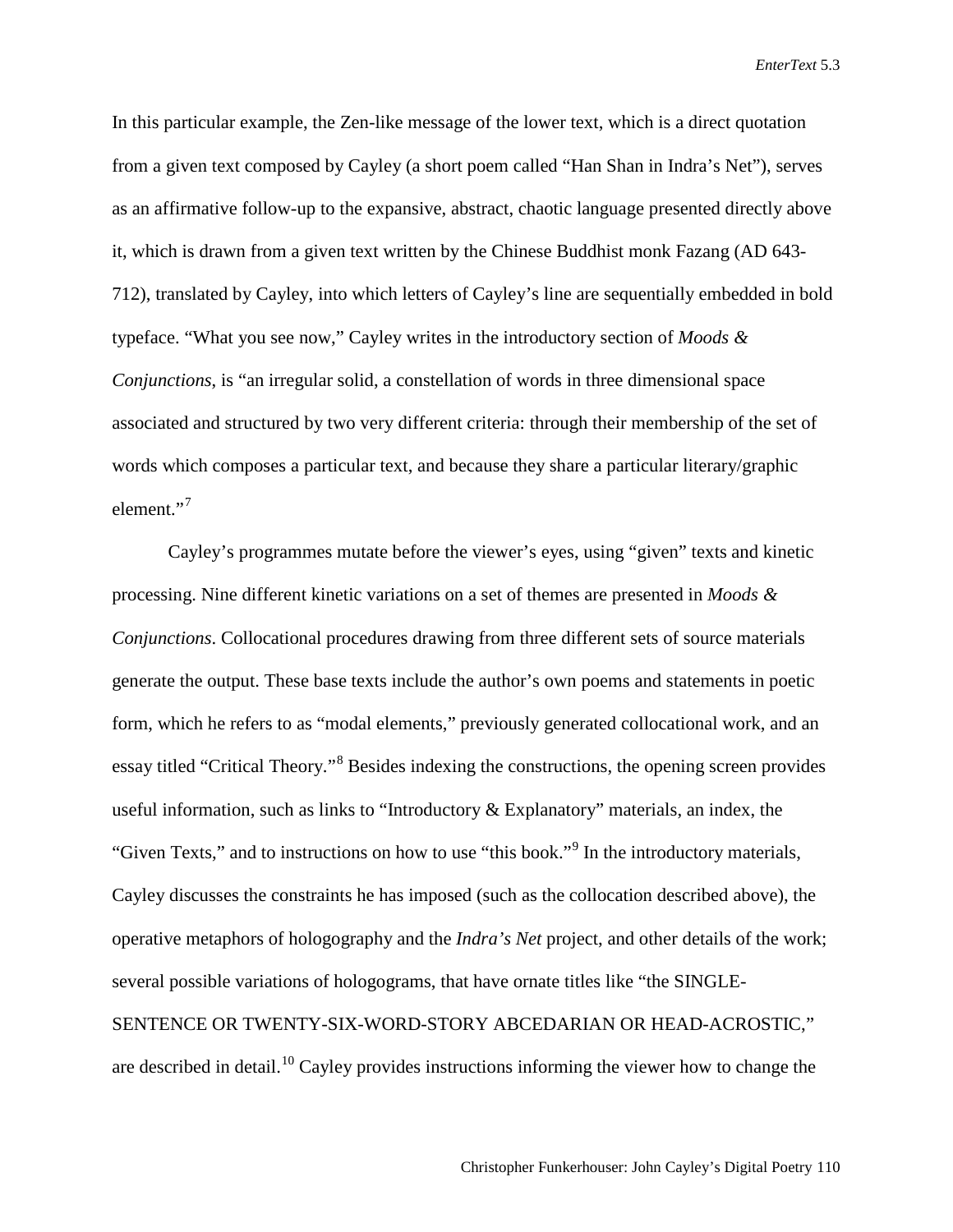In this particular example, the Zen-like message of the lower text, which is a direct quotation from a given text composed by Cayley (a short poem called "Han Shan in Indra's Net"), serves as an affirmative follow-up to the expansive, abstract, chaotic language presented directly above it, which is drawn from a given text written by the Chinese Buddhist monk Fazang (AD 643-712), translated by Cayley, into which letters of Cayley's line are sequentially embedded in bold typeface. "What you see now," Cayley writes in the introductory section of *Moods & Conjunctions*, is "an irregular solid, a constellation of words in three dimensional space associated and structured by two very different criteria: through their membership of the set of words which composes a particular text, and because they share a particular literary/graphic element."[7]

Cayley's programmes mutate before the viewer's eyes, using "given" texts and kinetic processing. Nine different kinetic variations on a set of themes are presented in *Moods & Conjunctions*. Collocational procedures drawing from three different sets of source materials generate the output. These base texts include the author's own poems and statements in poetic form, which he refers to as "modal elements," previously generated collocational work, and an essay titled "Critical Theory."[8] Besides indexing the constructions, the opening screen provides useful information, such as links to "Introductory & Explanatory" materials, an index, the "Given Texts," and to instructions on how to use "this book."[9] In the introductory materials, Cayley discusses the constraints he has imposed (such as the collocation described above), the operative metaphors of hologography and the *Indra's Net* project, and other details of the work; several possible variations of hologograms, that have ornate titles like "the SINGLE-SENTENCE OR TWENTY-SIX-WORD-STORY ABCEDARIAN OR HEAD-ACROSTIC," are described in detail.[10] Cayley provides instructions informing the viewer how to change the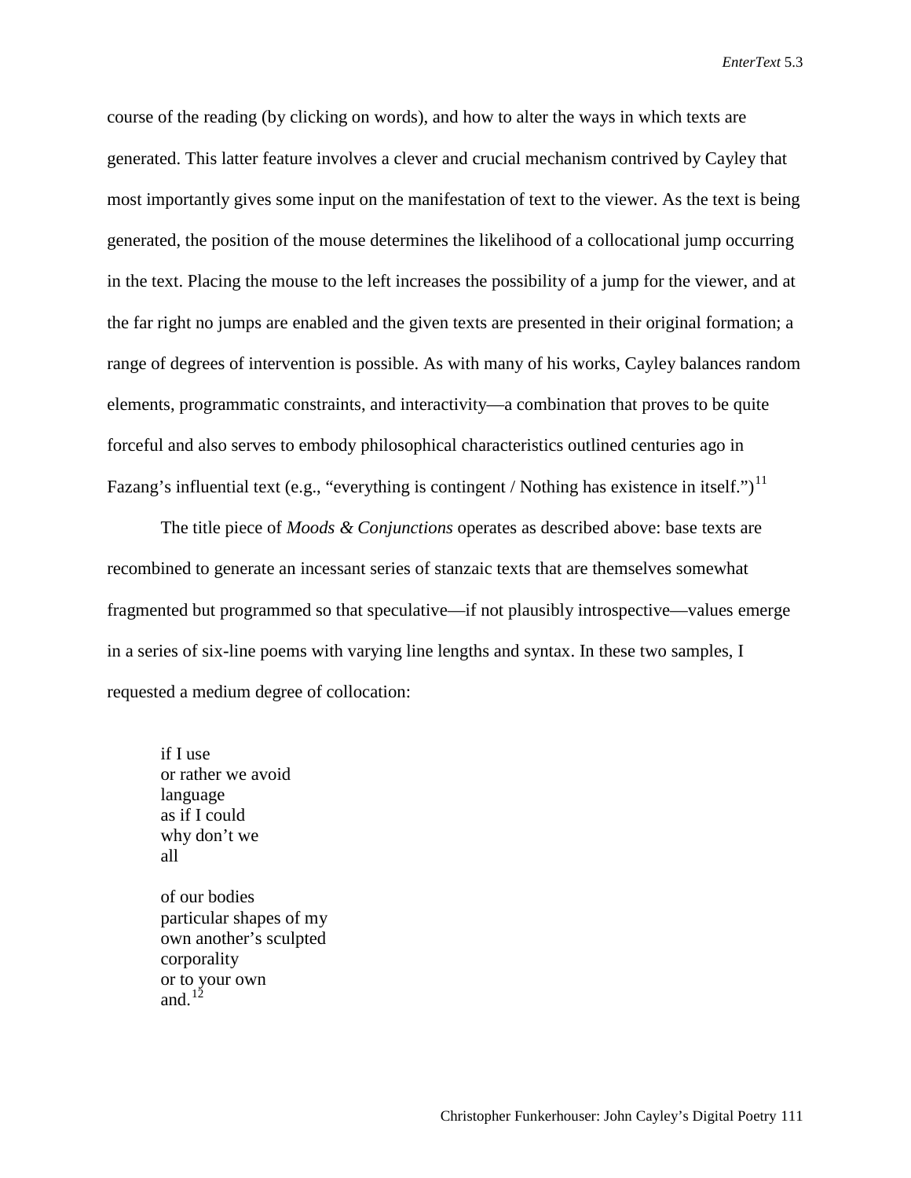course of the reading (by clicking on words), and how to alter the ways in which texts are generated. This latter feature involves a clever and crucial mechanism contrived by Cayley that most importantly gives some input on the manifestation of text to the viewer. As the text is being generated, the position of the mouse determines the likelihood of a collocational jump occurring in the text. Placing the mouse to the left increases the possibility of a jump for the viewer, and at the far right no jumps are enabled and the given texts are presented in their original formation; a range of degrees of intervention is possible. As with many of his works, Cayley balances random elements, programmatic constraints, and interactivity—a combination that proves to be quite forceful and also serves to embody philosophical characteristics outlined centuries ago in Fazang's influential text (e.g., "everything is contingent / Nothing has existence in itself.")[11]

The title piece of *Moods & Conjunctions* operates as described above: base texts are recombined to generate an incessant series of stanzaic texts that are themselves somewhat fragmented but programmed so that speculative—if not plausibly introspective—values emerge in a series of six-line poems with varying line lengths and syntax. In these two samples, I requested a medium degree of collocation:

> if I use
> or rather we avoid
> language
> as if I could
> why don't we
> all
>
> of our bodies
> particular shapes of my
> own another's sculpted
> corporality
> or to your own
> and.[12]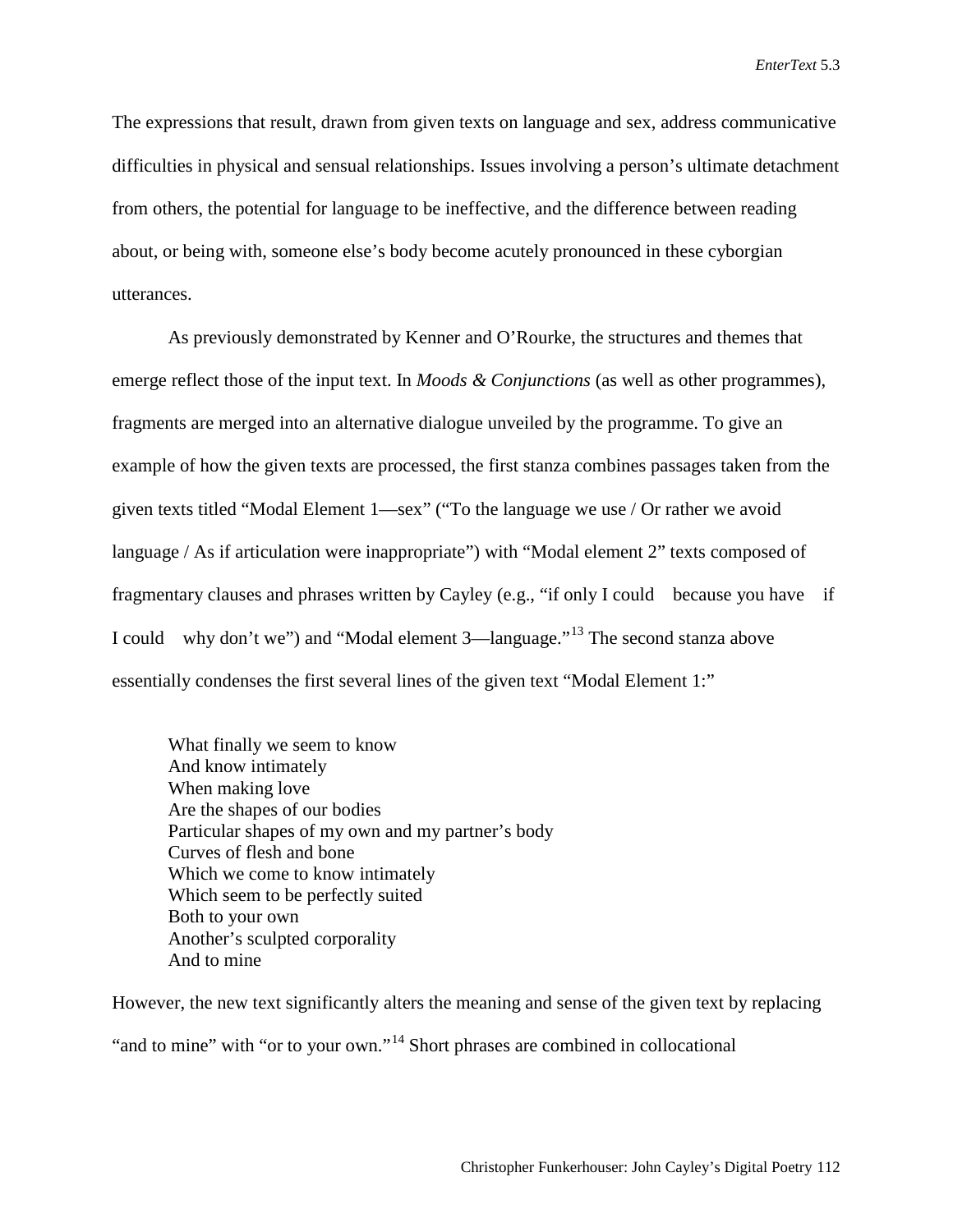The expressions that result, drawn from given texts on language and sex, address communicative difficulties in physical and sensual relationships. Issues involving a person's ultimate detachment from others, the potential for language to be ineffective, and the difference between reading about, or being with, someone else's body become acutely pronounced in these cyborgian utterances.

As previously demonstrated by Kenner and O'Rourke, the structures and themes that emerge reflect those of the input text. In *Moods & Conjunctions* (as well as other programmes), fragments are merged into an alternative dialogue unveiled by the programme. To give an example of how the given texts are processed, the first stanza combines passages taken from the given texts titled "Modal Element 1—sex" ("To the language we use / Or rather we avoid language / As if articulation were inappropriate") with "Modal element 2" texts composed of fragmentary clauses and phrases written by Cayley (e.g., "if only I could   because you have   if I could   why don't we") and "Modal element 3—language."[13] The second stanza above essentially condenses the first several lines of the given text "Modal Element 1:"

> What finally we seem to know  
> And know intimately  
> When making love  
> Are the shapes of our bodies  
> Particular shapes of my own and my partner's body  
> Curves of flesh and bone  
> Which we come to know intimately  
> Which seem to be perfectly suited  
> Both to your own  
> Another's sculpted corporality  
> And to mine

However, the new text significantly alters the meaning and sense of the given text by replacing "and to mine" with "or to your own."[14] Short phrases are combined in collocational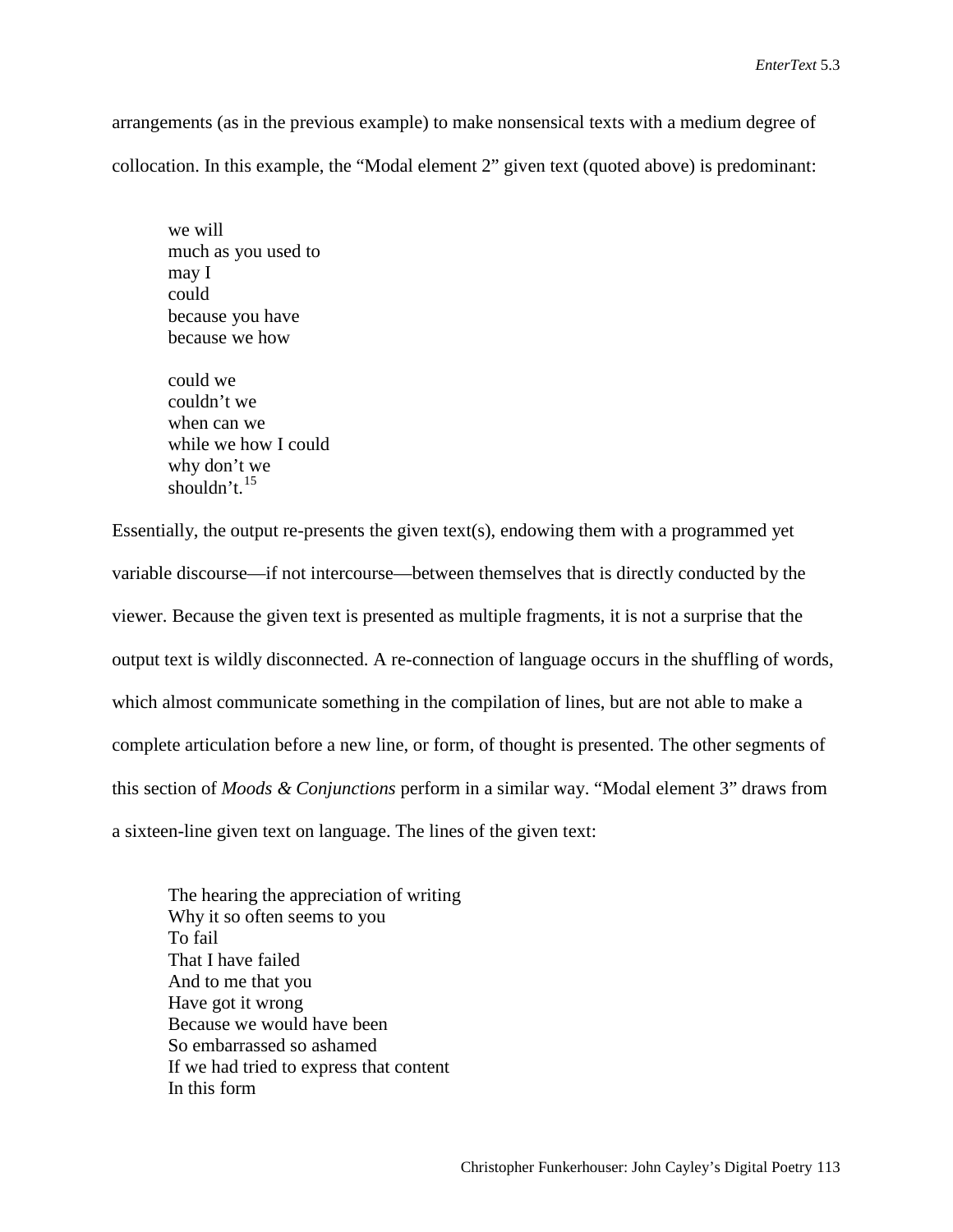arrangements (as in the previous example) to make nonsensical texts with a medium degree of collocation. In this example, the "Modal element 2" given text (quoted above) is predominant:

> we will  
> much as you used to  
> may I  
> could  
> because you have  
> because we how
>
> could we  
> couldn't we  
> when can we  
> while we how I could  
> why don't we  
> shouldn't.[15]

Essentially, the output re-presents the given text(s), endowing them with a programmed yet variable discourse—if not intercourse—between themselves that is directly conducted by the viewer. Because the given text is presented as multiple fragments, it is not a surprise that the output text is wildly disconnected. A re-connection of language occurs in the shuffling of words, which almost communicate something in the compilation of lines, but are not able to make a complete articulation before a new line, or form, of thought is presented. The other segments of this section of *Moods & Conjunctions* perform in a similar way. "Modal element 3" draws from a sixteen-line given text on language. The lines of the given text:

> The hearing the appreciation of writing  
> Why it so often seems to you  
> To fail  
> That I have failed  
> And to me that you  
> Have got it wrong  
> Because we would have been  
> So embarrassed so ashamed  
> If we had tried to express that content  
> In this form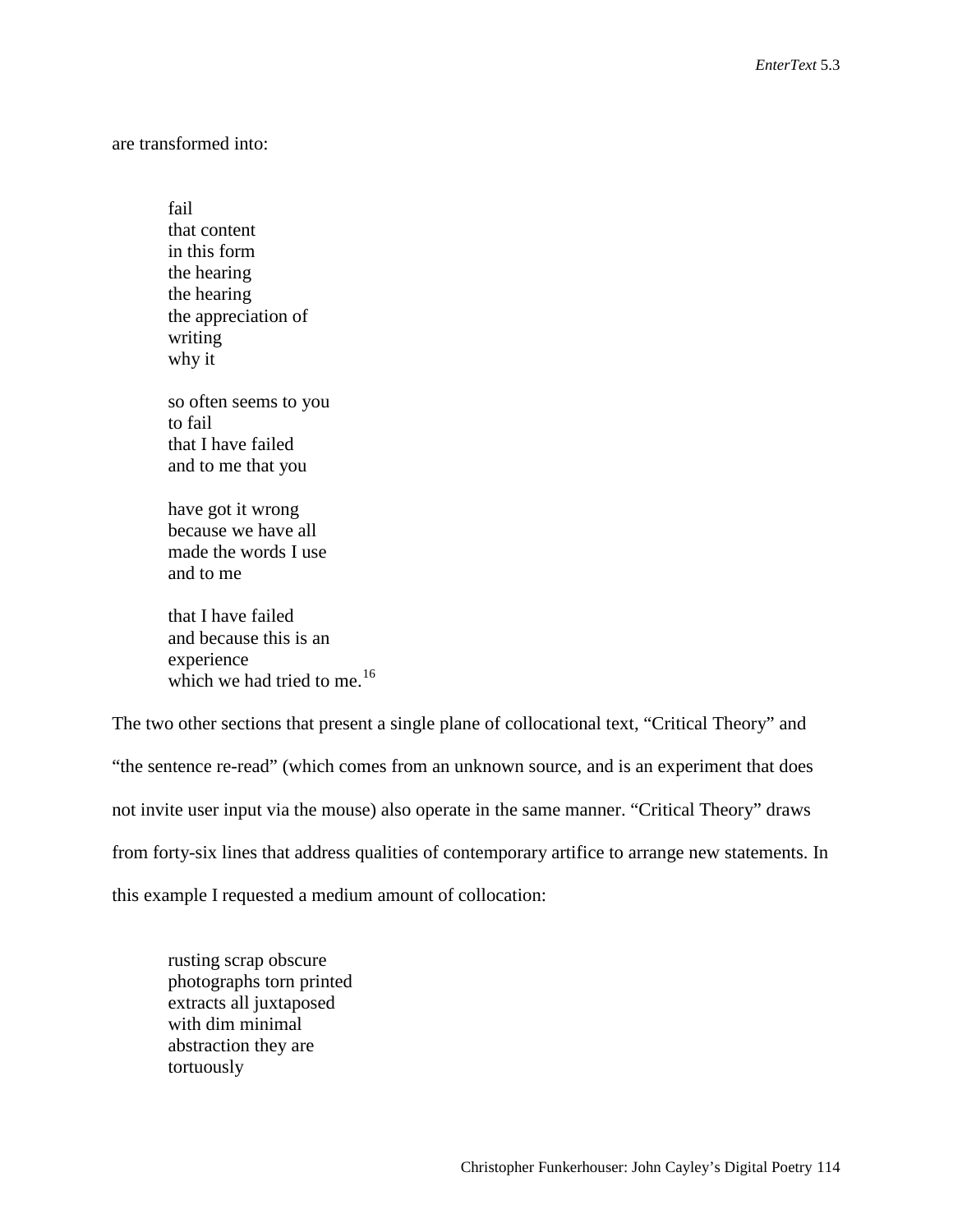are transformed into:

> fail  
> that content  
> in this form  
> the hearing  
> the hearing  
> the appreciation of  
> writing  
> why it
>
> so often seems to you  
> to fail  
> that I have failed  
> and to me that you
>
> have got it wrong  
> because we have all  
> made the words I use  
> and to me
>
> that I have failed  
> and because this is an  
> experience  
> which we had tried to me.[16]

The two other sections that present a single plane of collocational text, “Critical Theory” and “the sentence re-read” (which comes from an unknown source, and is an experiment that does not invite user input via the mouse) also operate in the same manner. “Critical Theory” draws from forty-six lines that address qualities of contemporary artifice to arrange new statements. In this example I requested a medium amount of collocation:

> rusting scrap obscure  
> photographs torn printed  
> extracts all juxtaposed  
> with dim minimal  
> abstraction they are  
> tortuously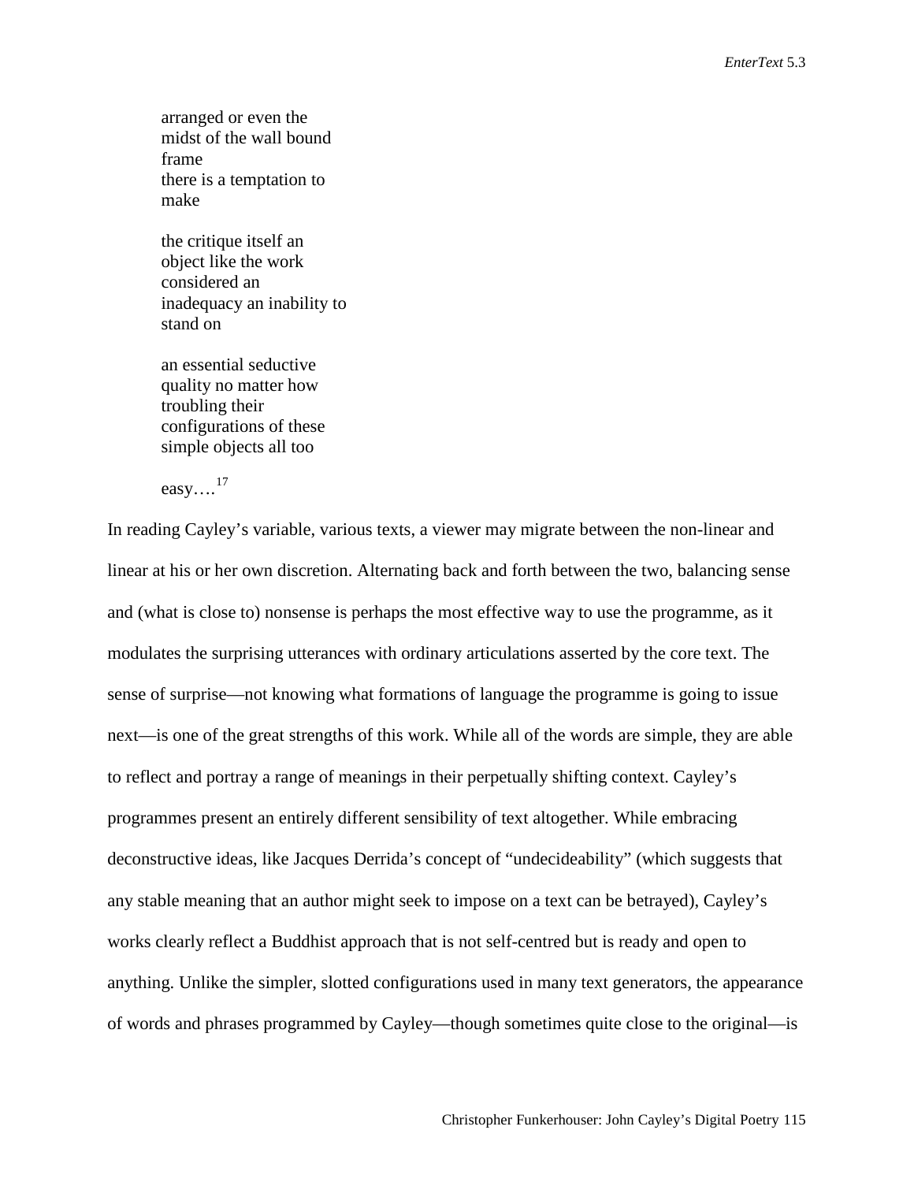arranged or even the  
midst of the wall bound  
frame  
there is a temptation to  
make

the critique itself an  
object like the work  
considered an  
inadequacy an inability to  
stand on

an essential seductive  
quality no matter how  
troubling their  
configurations of these  
simple objects all too

easy….[17]

In reading Cayley's variable, various texts, a viewer may migrate between the non-linear and linear at his or her own discretion. Alternating back and forth between the two, balancing sense and (what is close to) nonsense is perhaps the most effective way to use the programme, as it modulates the surprising utterances with ordinary articulations asserted by the core text. The sense of surprise—not knowing what formations of language the programme is going to issue next—is one of the great strengths of this work. While all of the words are simple, they are able to reflect and portray a range of meanings in their perpetually shifting context. Cayley's programmes present an entirely different sensibility of text altogether. While embracing deconstructive ideas, like Jacques Derrida's concept of "undecideability" (which suggests that any stable meaning that an author might seek to impose on a text can be betrayed), Cayley's works clearly reflect a Buddhist approach that is not self-centred but is ready and open to anything. Unlike the simpler, slotted configurations used in many text generators, the appearance of words and phrases programmed by Cayley—though sometimes quite close to the original—is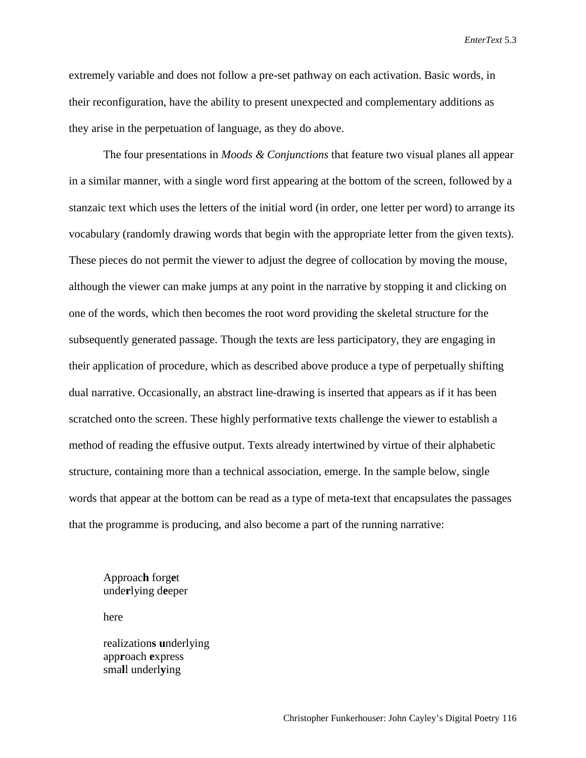extremely variable and does not follow a pre-set pathway on each activation. Basic words, in their reconfiguration, have the ability to present unexpected and complementary additions as they arise in the perpetuation of language, as they do above.

The four presentations in *Moods & Conjunctions* that feature two visual planes all appear in a similar manner, with a single word first appearing at the bottom of the screen, followed by a stanzaic text which uses the letters of the initial word (in order, one letter per word) to arrange its vocabulary (randomly drawing words that begin with the appropriate letter from the given texts). These pieces do not permit the viewer to adjust the degree of collocation by moving the mouse, although the viewer can make jumps at any point in the narrative by stopping it and clicking on one of the words, which then becomes the root word providing the skeletal structure for the subsequently generated passage. Though the texts are less participatory, they are engaging in their application of procedure, which as described above produce a type of perpetually shifting dual narrative. Occasionally, an abstract line-drawing is inserted that appears as if it has been scratched onto the screen. These highly performative texts challenge the viewer to establish a method of reading the effusive output. Texts already intertwined by virtue of their alphabetic structure, containing more than a technical association, emerge. In the sample below, single words that appear at the bottom can be read as a type of meta-text that encapsulates the passages that the programme is producing, and also become a part of the running narrative:

> Approac**h** forg**e**t  
> unde**r**lying d**e**eper
>
> here
>
> realization**s** **u**nderlying  
> app**r**oach **e**xpress  
> sma**l**l underl**y**ing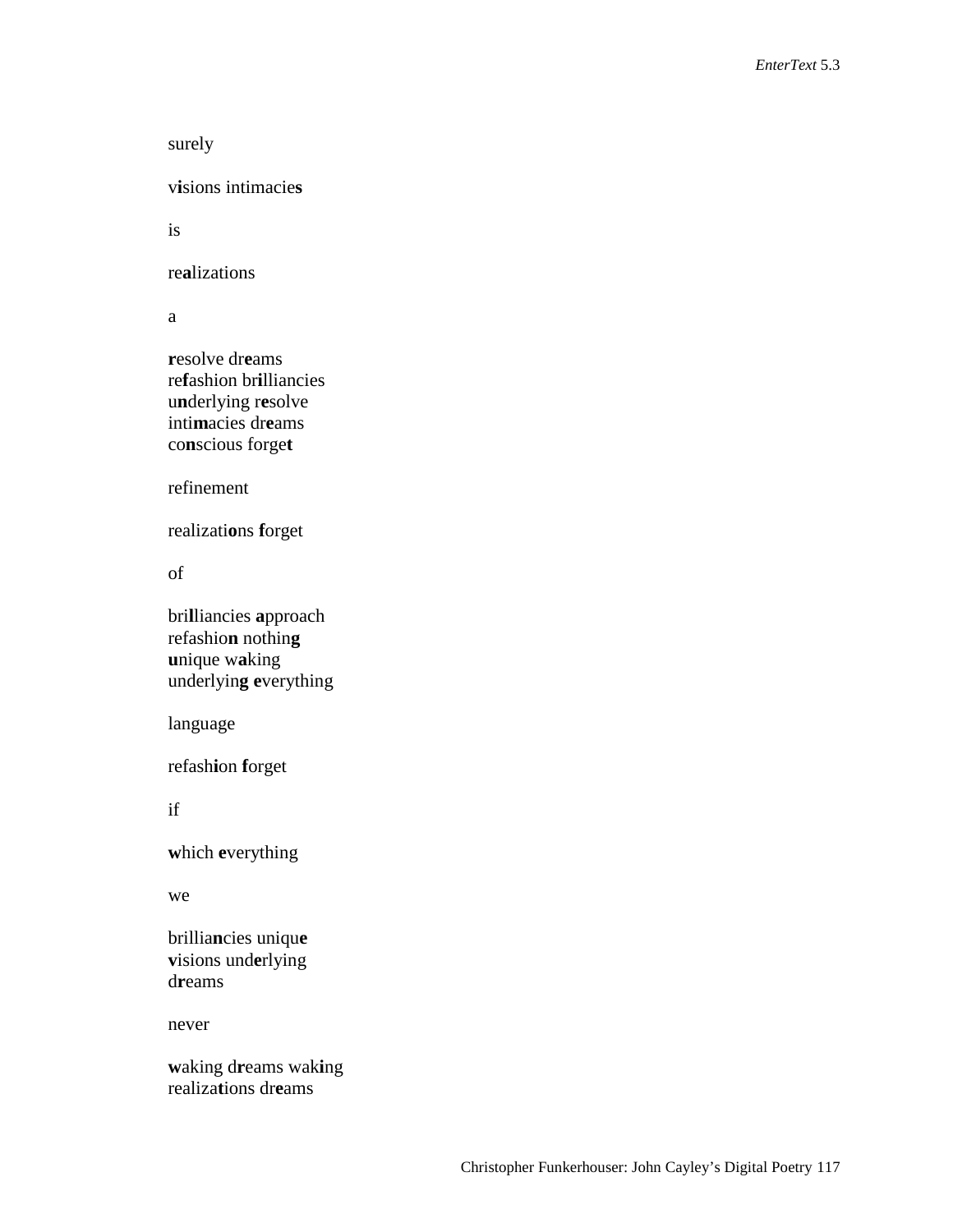surely

v**i**sions intimacie**s**

is

re**a**lizations

a

**r**esolve dr**e**ams  
re**f**ashion br**i**lliancies  
u**n**derlying r**e**solve  
inti**m**acies dr**e**ams  
co**n**scious forge**t**

refinement

realizati**o**ns **f**orget

of

bri**l**liancies **a**pproach  
refashio**n** nothin**g**  
**u**nique w**a**king  
underlyin**g** **e**verything

language

refash**i**on **f**orget

if

**w**hich **e**verything

we

brillia**n**cies uniqu**e**  
**v**isions und**e**rlying  
d**r**eams

never

**w**aking d**r**eams wak**i**ng  
realiza**t**ions dr**e**ams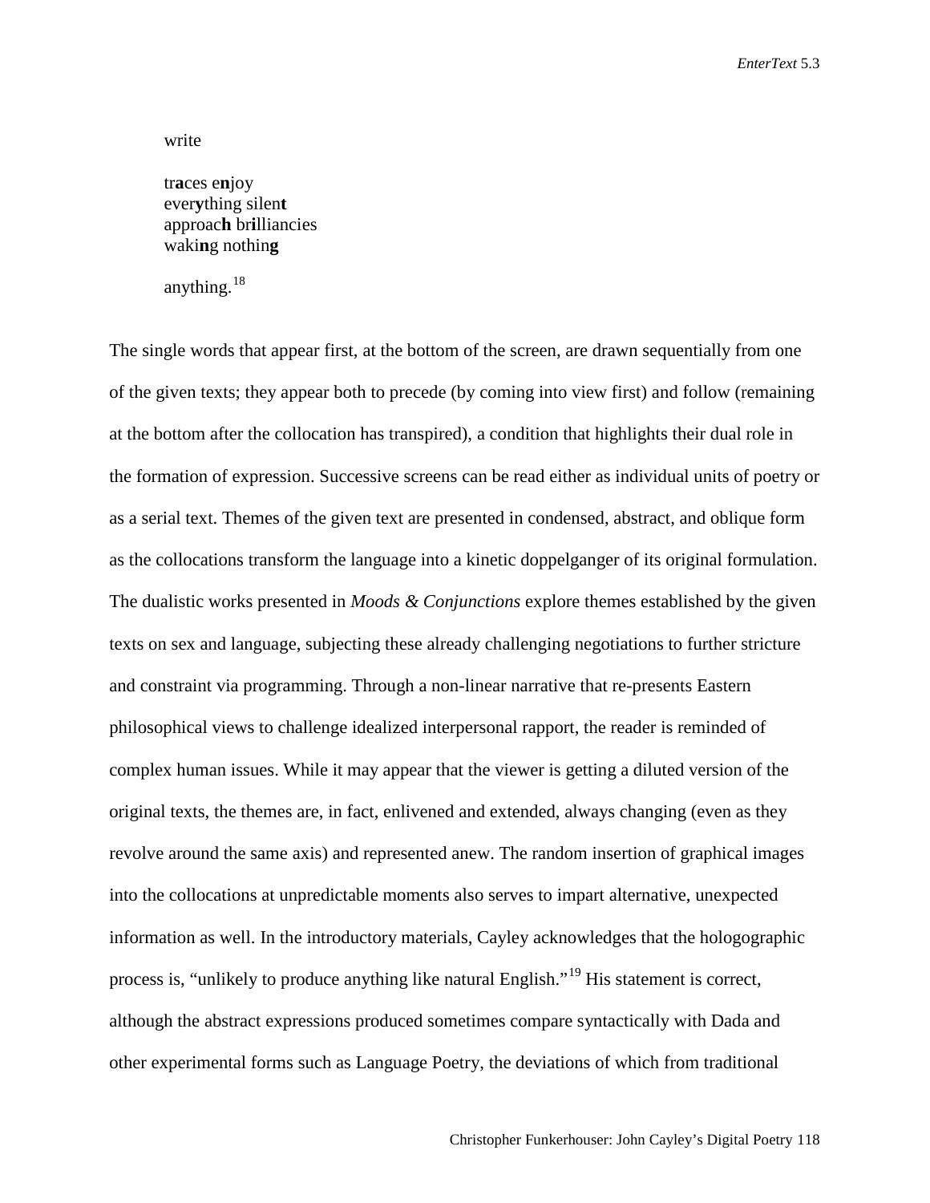write

tr**a**ces e**n**joy
ever**y**thing silen**t**
approac**h** br**i**lliancies
waki**n**g nothin**g**

anything.[18]

The single words that appear first, at the bottom of the screen, are drawn sequentially from one of the given texts; they appear both to precede (by coming into view first) and follow (remaining at the bottom after the collocation has transpired), a condition that highlights their dual role in the formation of expression. Successive screens can be read either as individual units of poetry or as a serial text. Themes of the given text are presented in condensed, abstract, and oblique form as the collocations transform the language into a kinetic doppelganger of its original formulation. The dualistic works presented in *Moods & Conjunctions* explore themes established by the given texts on sex and language, subjecting these already challenging negotiations to further stricture and constraint via programming. Through a non-linear narrative that re-presents Eastern philosophical views to challenge idealized interpersonal rapport, the reader is reminded of complex human issues. While it may appear that the viewer is getting a diluted version of the original texts, the themes are, in fact, enlivened and extended, always changing (even as they revolve around the same axis) and represented anew. The random insertion of graphical images into the collocations at unpredictable moments also serves to impart alternative, unexpected information as well. In the introductory materials, Cayley acknowledges that the holographic process is, "unlikely to produce anything like natural English."[19] His statement is correct, although the abstract expressions produced sometimes compare syntactically with Dada and other experimental forms such as Language Poetry, the deviations of which from traditional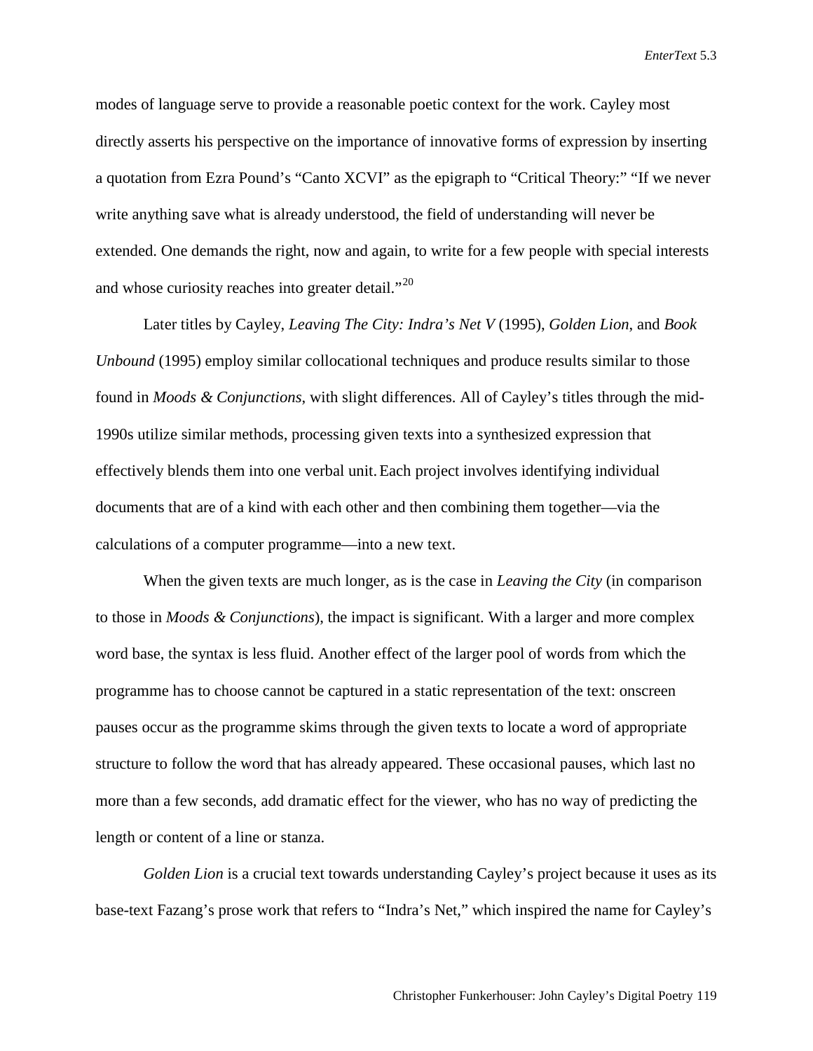modes of language serve to provide a reasonable poetic context for the work. Cayley most directly asserts his perspective on the importance of innovative forms of expression by inserting a quotation from Ezra Pound's "Canto XCVI" as the epigraph to "Critical Theory:" "If we never write anything save what is already understood, the field of understanding will never be extended. One demands the right, now and again, to write for a few people with special interests and whose curiosity reaches into greater detail."[20]

Later titles by Cayley, *Leaving The City: Indra's Net V* (1995), *Golden Lion*, and *Book Unbound* (1995) employ similar collocational techniques and produce results similar to those found in *Moods & Conjunctions*, with slight differences. All of Cayley's titles through the mid-1990s utilize similar methods, processing given texts into a synthesized expression that effectively blends them into one verbal unit. Each project involves identifying individual documents that are of a kind with each other and then combining them together—via the calculations of a computer programme—into a new text.

When the given texts are much longer, as is the case in *Leaving the City* (in comparison to those in *Moods & Conjunctions*), the impact is significant. With a larger and more complex word base, the syntax is less fluid. Another effect of the larger pool of words from which the programme has to choose cannot be captured in a static representation of the text: onscreen pauses occur as the programme skims through the given texts to locate a word of appropriate structure to follow the word that has already appeared. These occasional pauses, which last no more than a few seconds, add dramatic effect for the viewer, who has no way of predicting the length or content of a line or stanza.

*Golden Lion* is a crucial text towards understanding Cayley's project because it uses as its base-text Fazang's prose work that refers to "Indra's Net," which inspired the name for Cayley's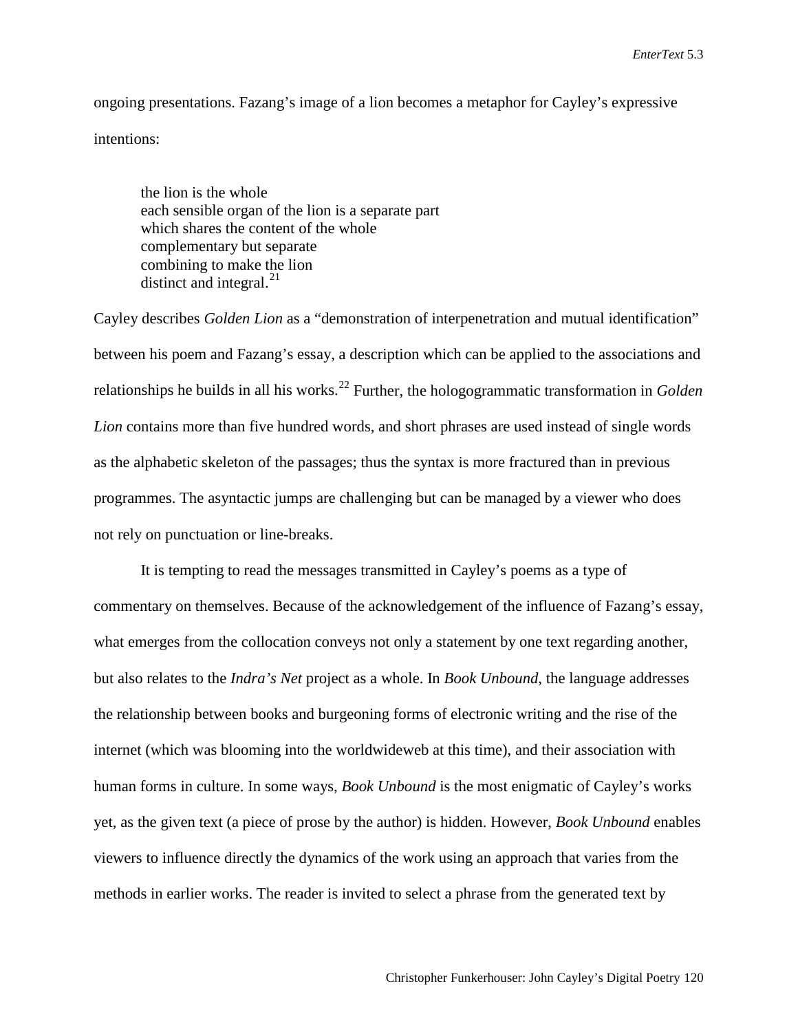ongoing presentations. Fazang's image of a lion becomes a metaphor for Cayley's expressive intentions:

> the lion is the whole  
> each sensible organ of the lion is a separate part  
> which shares the content of the whole  
> complementary but separate  
> combining to make the lion  
> distinct and integral.[21]

Cayley describes *Golden Lion* as a "demonstration of interpenetration and mutual identification" between his poem and Fazang's essay, a description which can be applied to the associations and relationships he builds in all his works.[22] Further, the hologogrammatic transformation in *Golden Lion* contains more than five hundred words, and short phrases are used instead of single words as the alphabetic skeleton of the passages; thus the syntax is more fractured than in previous programmes. The asyntactic jumps are challenging but can be managed by a viewer who does not rely on punctuation or line-breaks.

It is tempting to read the messages transmitted in Cayley's poems as a type of commentary on themselves. Because of the acknowledgement of the influence of Fazang's essay, what emerges from the collocation conveys not only a statement by one text regarding another, but also relates to the *Indra's Net* project as a whole. In *Book Unbound*, the language addresses the relationship between books and burgeoning forms of electronic writing and the rise of the internet (which was blooming into the worldwideweb at this time), and their association with human forms in culture. In some ways, *Book Unbound* is the most enigmatic of Cayley's works yet, as the given text (a piece of prose by the author) is hidden. However, *Book Unbound* enables viewers to influence directly the dynamics of the work using an approach that varies from the methods in earlier works. The reader is invited to select a phrase from the generated text by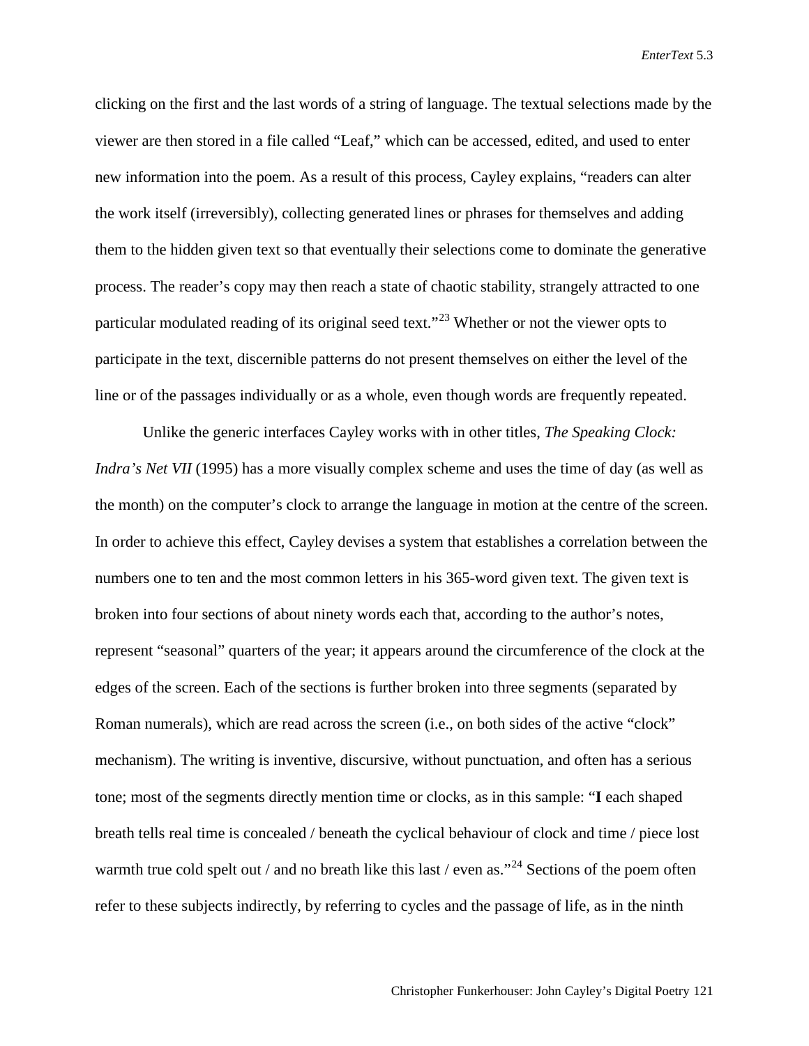clicking on the first and the last words of a string of language. The textual selections made by the viewer are then stored in a file called "Leaf," which can be accessed, edited, and used to enter new information into the poem. As a result of this process, Cayley explains, "readers can alter the work itself (irreversibly), collecting generated lines or phrases for themselves and adding them to the hidden given text so that eventually their selections come to dominate the generative process. The reader's copy may then reach a state of chaotic stability, strangely attracted to one particular modulated reading of its original seed text."[23] Whether or not the viewer opts to participate in the text, discernible patterns do not present themselves on either the level of the line or of the passages individually or as a whole, even though words are frequently repeated.

Unlike the generic interfaces Cayley works with in other titles, *The Speaking Clock: Indra's Net VII* (1995) has a more visually complex scheme and uses the time of day (as well as the month) on the computer's clock to arrange the language in motion at the centre of the screen. In order to achieve this effect, Cayley devises a system that establishes a correlation between the numbers one to ten and the most common letters in his 365-word given text. The given text is broken into four sections of about ninety words each that, according to the author's notes, represent "seasonal" quarters of the year; it appears around the circumference of the clock at the edges of the screen. Each of the sections is further broken into three segments (separated by Roman numerals), which are read across the screen (i.e., on both sides of the active "clock" mechanism). The writing is inventive, discursive, without punctuation, and often has a serious tone; most of the segments directly mention time or clocks, as in this sample: "**I** each shaped breath tells real time is concealed / beneath the cyclical behaviour of clock and time / piece lost warmth true cold spelt out / and no breath like this last / even as."[24] Sections of the poem often refer to these subjects indirectly, by referring to cycles and the passage of life, as in the ninth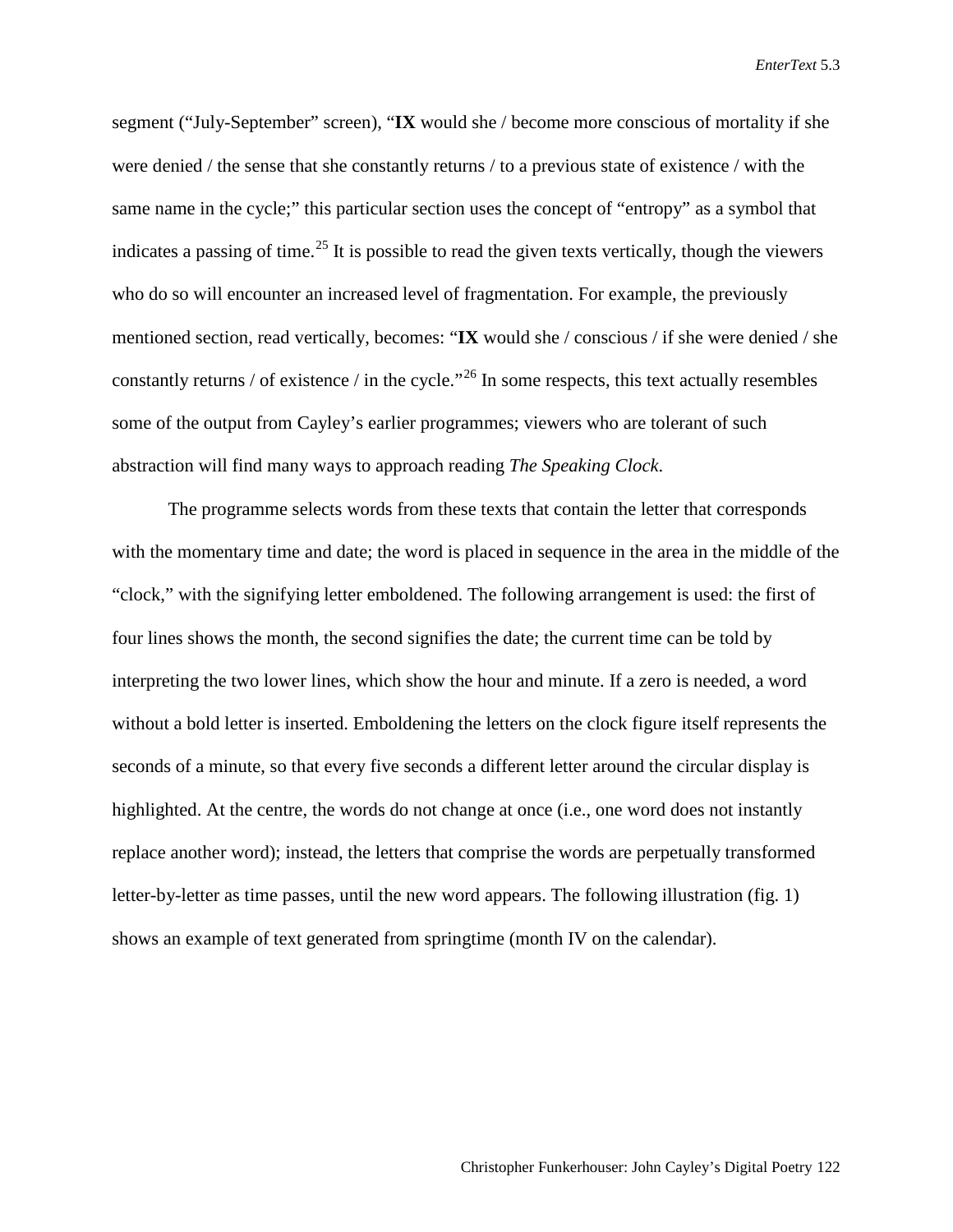segment ("July-September" screen), "**IX** would she / become more conscious of mortality if she were denied / the sense that she constantly returns / to a previous state of existence / with the same name in the cycle;" this particular section uses the concept of "entropy" as a symbol that indicates a passing of time.[25] It is possible to read the given texts vertically, though the viewers who do so will encounter an increased level of fragmentation. For example, the previously mentioned section, read vertically, becomes: "**IX** would she / conscious / if she were denied / she constantly returns / of existence / in the cycle."[26] In some respects, this text actually resembles some of the output from Cayley's earlier programmes; viewers who are tolerant of such abstraction will find many ways to approach reading *The Speaking Clock*.

The programme selects words from these texts that contain the letter that corresponds with the momentary time and date; the word is placed in sequence in the area in the middle of the "clock," with the signifying letter emboldened. The following arrangement is used: the first of four lines shows the month, the second signifies the date; the current time can be told by interpreting the two lower lines, which show the hour and minute. If a zero is needed, a word without a bold letter is inserted. Emboldening the letters on the clock figure itself represents the seconds of a minute, so that every five seconds a different letter around the circular display is highlighted. At the centre, the words do not change at once (i.e., one word does not instantly replace another word); instead, the letters that comprise the words are perpetually transformed letter-by-letter as time passes, until the new word appears. The following illustration (fig. 1) shows an example of text generated from springtime (month IV on the calendar).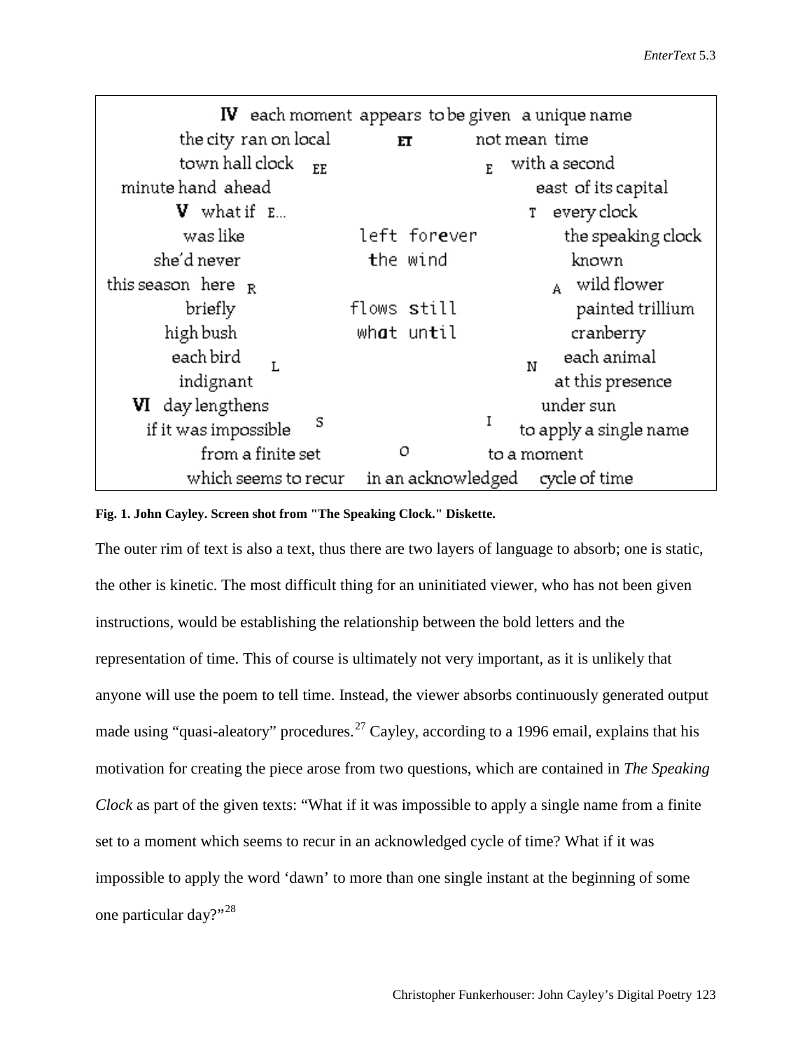```
                IV  each moment  appears  to be given   a unique name
        the city  ran on local           ET          not mean  time
        town hall clock    EE                     E   with a second
   minute hand  ahead                                    east  of its capital
        V   what if  E...                             T   every clock
          was like               left  forever              the speaking clock
      she'd never                the  wind                    known
   this season  here  R                                   A   wild flower
          briefly               flows  still                painted trillium
      high bush                 what  until                   cranberry
        each bird                                              each animal
                      L                                   N
        indignant                                            at this presence
     VI  day lengthens                                      under sun
      if it was impossible   S                        I   to apply a single name
             from a finite set            O           to a moment
           which seems to recur   in an acknowledged   cycle of time
```

**Fig. 1. John Cayley. Screen shot from "The Speaking Clock." Diskette.**

The outer rim of text is also a text, thus there are two layers of language to absorb; one is static, the other is kinetic. The most difficult thing for an uninitiated viewer, who has not been given instructions, would be establishing the relationship between the bold letters and the representation of time. This of course is ultimately not very important, as it is unlikely that anyone will use the poem to tell time. Instead, the viewer absorbs continuously generated output made using "quasi-aleatory" procedures.[27] Cayley, according to a 1996 email, explains that his motivation for creating the piece arose from two questions, which are contained in *The Speaking Clock* as part of the given texts: "What if it was impossible to apply a single name from a finite set to a moment which seems to recur in an acknowledged cycle of time? What if it was impossible to apply the word 'dawn' to more than one single instant at the beginning of some one particular day?"[28]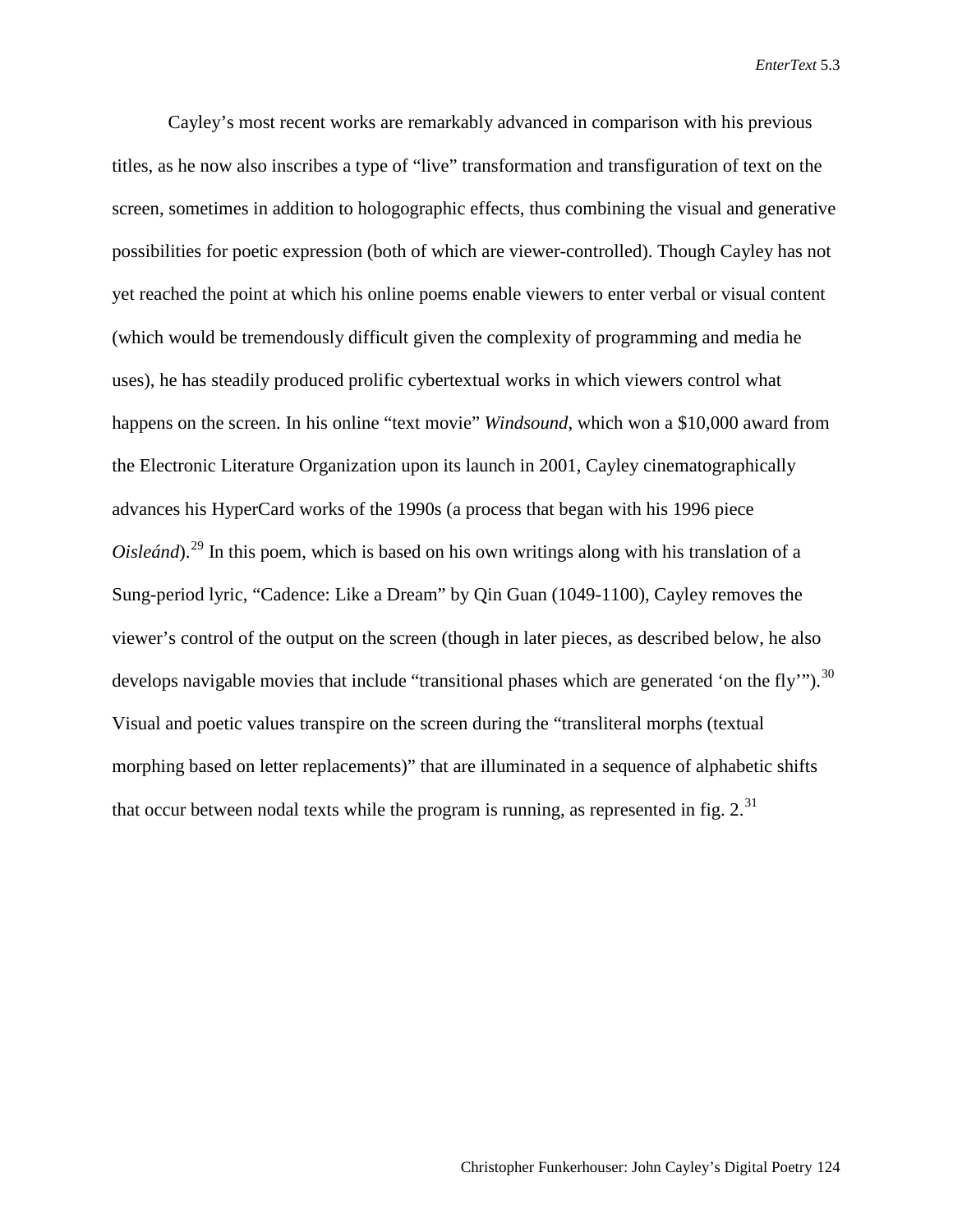Cayley's most recent works are remarkably advanced in comparison with his previous titles, as he now also inscribes a type of "live" transformation and transfiguration of text on the screen, sometimes in addition to holographic effects, thus combining the visual and generative possibilities for poetic expression (both of which are viewer-controlled). Though Cayley has not yet reached the point at which his online poems enable viewers to enter verbal or visual content (which would be tremendously difficult given the complexity of programming and media he uses), he has steadily produced prolific cybertextual works in which viewers control what happens on the screen. In his online "text movie" *Windsound*, which won a $10,000 award from the Electronic Literature Organization upon its launch in 2001, Cayley cinematographically advances his HyperCard works of the 1990s (a process that began with his 1996 piece *Oisleánd*).[29] In this poem, which is based on his own writings along with his translation of a Sung-period lyric, "Cadence: Like a Dream" by Qin Guan (1049-1100), Cayley removes the viewer's control of the output on the screen (though in later pieces, as described below, he also develops navigable movies that include "transitional phases which are generated 'on the fly'").[30] Visual and poetic values transpire on the screen during the "transliteral morphs (textual morphing based on letter replacements)" that are illuminated in a sequence of alphabetic shifts that occur between nodal texts while the program is running, as represented in fig. 2.[31]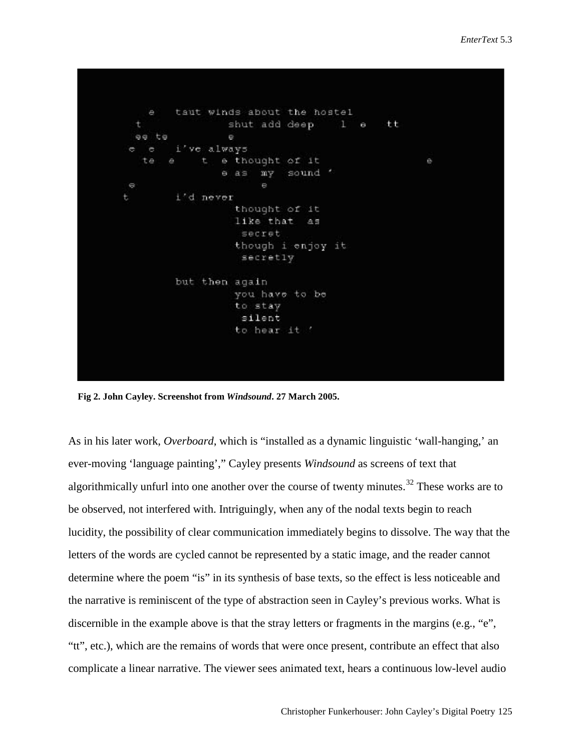```
    e   taut winds about the hostel
  t             shut add deep    l  e   tt
  ee te         e
 e  e   i've always
   te  e    t  e thought of it                e
                e as  my  sound '
 e                  e
t       i'd never
                 thought of it
                 like that  as
                  secret
                 though i enjoy it
                  secretly

        but then again
                 you have to be
                 to stay
                  silent
                 to hear it '
```

**Fig 2. John Cayley. Screenshot from *Windsound*. 27 March 2005.**

As in his later work, *Overboard*, which is "installed as a dynamic linguistic 'wall-hanging,' an ever-moving 'language painting'," Cayley presents *Windsound* as screens of text that algorithmically unfurl into one another over the course of twenty minutes.[32] These works are to be observed, not interfered with. Intriguingly, when any of the nodal texts begin to reach lucidity, the possibility of clear communication immediately begins to dissolve. The way that the letters of the words are cycled cannot be represented by a static image, and the reader cannot determine where the poem "is" in its synthesis of base texts, so the effect is less noticeable and the narrative is reminiscent of the type of abstraction seen in Cayley's previous works. What is discernible in the example above is that the stray letters or fragments in the margins (e.g., "e", "tt", etc.), which are the remains of words that were once present, contribute an effect that also complicate a linear narrative. The viewer sees animated text, hears a continuous low-level audio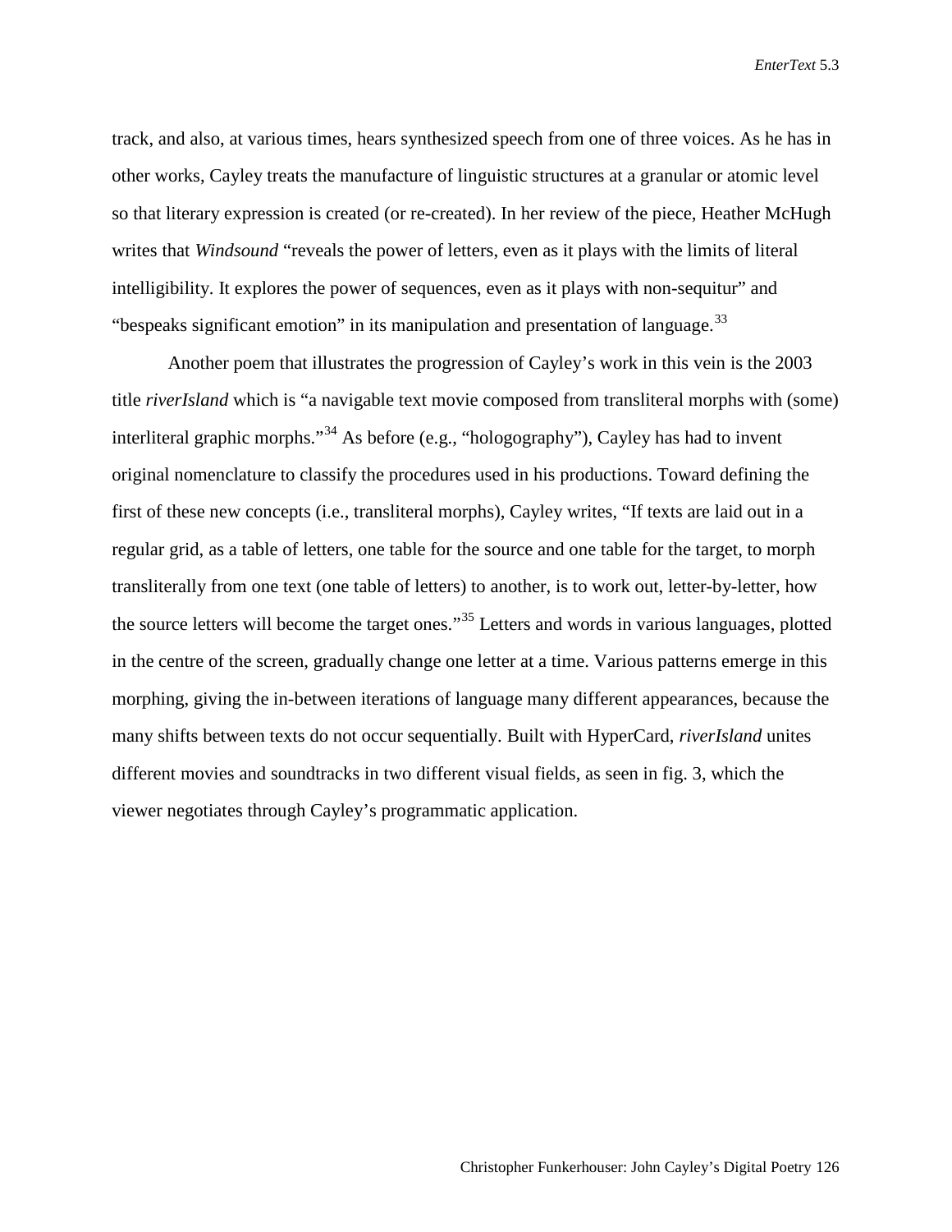track, and also, at various times, hears synthesized speech from one of three voices. As he has in other works, Cayley treats the manufacture of linguistic structures at a granular or atomic level so that literary expression is created (or re-created). In her review of the piece, Heather McHugh writes that *Windsound* "reveals the power of letters, even as it plays with the limits of literal intelligibility. It explores the power of sequences, even as it plays with non-sequitur" and "bespeaks significant emotion" in its manipulation and presentation of language.[33]

Another poem that illustrates the progression of Cayley's work in this vein is the 2003 title *riverIsland* which is "a navigable text movie composed from transliteral morphs with (some) interliteral graphic morphs."[34] As before (e.g., "hologography"), Cayley has had to invent original nomenclature to classify the procedures used in his productions. Toward defining the first of these new concepts (i.e., transliteral morphs), Cayley writes, "If texts are laid out in a regular grid, as a table of letters, one table for the source and one table for the target, to morph transliterally from one text (one table of letters) to another, is to work out, letter-by-letter, how the source letters will become the target ones."[35] Letters and words in various languages, plotted in the centre of the screen, gradually change one letter at a time. Various patterns emerge in this morphing, giving the in-between iterations of language many different appearances, because the many shifts between texts do not occur sequentially. Built with HyperCard, *riverIsland* unites different movies and soundtracks in two different visual fields, as seen in fig. 3, which the viewer negotiates through Cayley's programmatic application.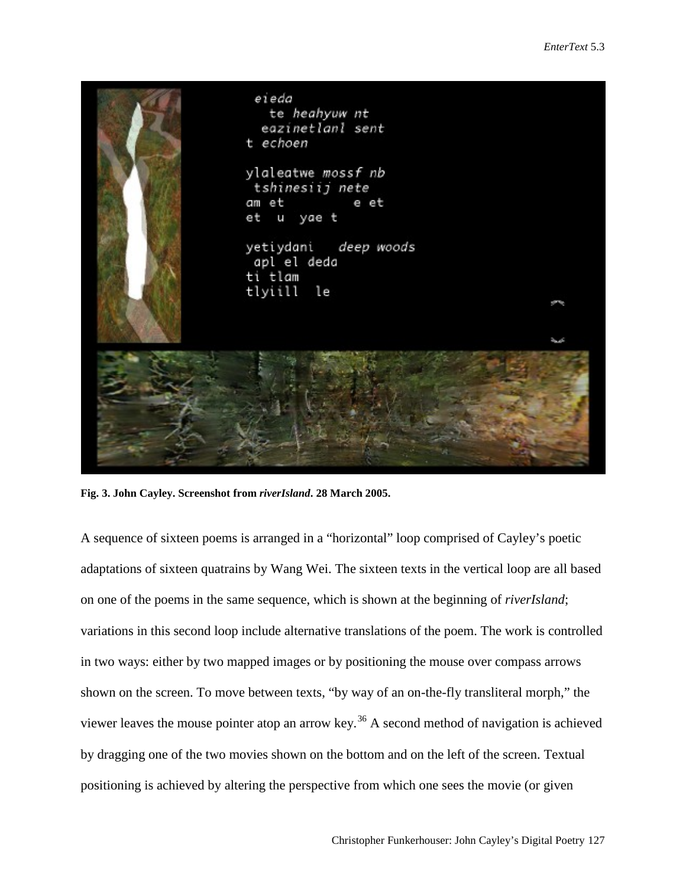**Fig. 3. John Cayley. Screenshot from *riverIsland*. 28 March 2005.**

A sequence of sixteen poems is arranged in a "horizontal" loop comprised of Cayley's poetic adaptations of sixteen quatrains by Wang Wei. The sixteen texts in the vertical loop are all based on one of the poems in the same sequence, which is shown at the beginning of *riverIsland*; variations in this second loop include alternative translations of the poem. The work is controlled in two ways: either by two mapped images or by positioning the mouse over compass arrows shown on the screen. To move between texts, "by way of an on-the-fly transliteral morph," the viewer leaves the mouse pointer atop an arrow key.[36] A second method of navigation is achieved by dragging one of the two movies shown on the bottom and on the left of the screen. Textual positioning is achieved by altering the perspective from which one sees the movie (or given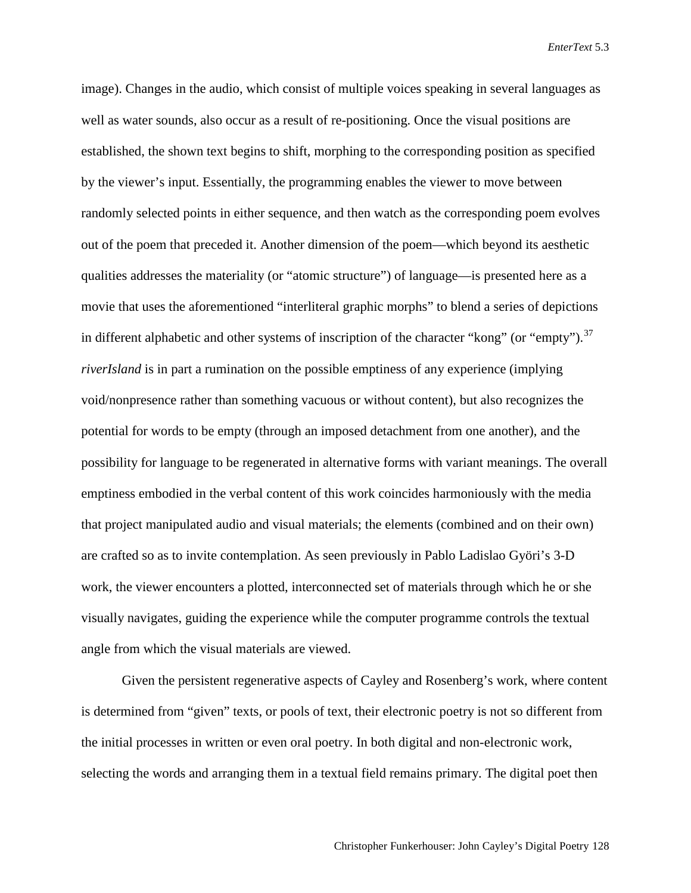image). Changes in the audio, which consist of multiple voices speaking in several languages as well as water sounds, also occur as a result of re-positioning. Once the visual positions are established, the shown text begins to shift, morphing to the corresponding position as specified by the viewer's input. Essentially, the programming enables the viewer to move between randomly selected points in either sequence, and then watch as the corresponding poem evolves out of the poem that preceded it. Another dimension of the poem—which beyond its aesthetic qualities addresses the materiality (or "atomic structure") of language—is presented here as a movie that uses the aforementioned "interliteral graphic morphs" to blend a series of depictions in different alphabetic and other systems of inscription of the character "kong" (or "empty").[37] *riverIsland* is in part a rumination on the possible emptiness of any experience (implying void/nonpresence rather than something vacuous or without content), but also recognizes the potential for words to be empty (through an imposed detachment from one another), and the possibility for language to be regenerated in alternative forms with variant meanings. The overall emptiness embodied in the verbal content of this work coincides harmoniously with the media that project manipulated audio and visual materials; the elements (combined and on their own) are crafted so as to invite contemplation. As seen previously in Pablo Ladislao Györi's 3-D work, the viewer encounters a plotted, interconnected set of materials through which he or she visually navigates, guiding the experience while the computer programme controls the textual angle from which the visual materials are viewed.

Given the persistent regenerative aspects of Cayley and Rosenberg's work, where content is determined from "given" texts, or pools of text, their electronic poetry is not so different from the initial processes in written or even oral poetry. In both digital and non-electronic work, selecting the words and arranging them in a textual field remains primary. The digital poet then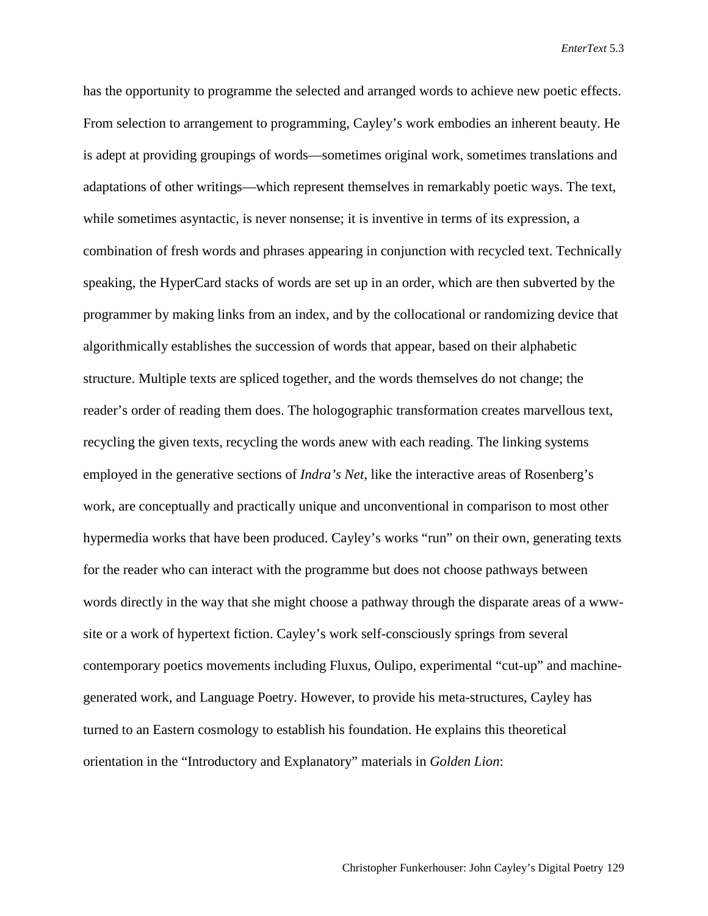has the opportunity to programme the selected and arranged words to achieve new poetic effects. From selection to arrangement to programming, Cayley's work embodies an inherent beauty. He is adept at providing groupings of words—sometimes original work, sometimes translations and adaptations of other writings—which represent themselves in remarkably poetic ways. The text, while sometimes asyntactic, is never nonsense; it is inventive in terms of its expression, a combination of fresh words and phrases appearing in conjunction with recycled text. Technically speaking, the HyperCard stacks of words are set up in an order, which are then subverted by the programmer by making links from an index, and by the collocational or randomizing device that algorithmically establishes the succession of words that appear, based on their alphabetic structure. Multiple texts are spliced together, and the words themselves do not change; the reader's order of reading them does. The hologographic transformation creates marvellous text, recycling the given texts, recycling the words anew with each reading. The linking systems employed in the generative sections of *Indra's Net*, like the interactive areas of Rosenberg's work, are conceptually and practically unique and unconventional in comparison to most other hypermedia works that have been produced. Cayley's works "run" on their own, generating texts for the reader who can interact with the programme but does not choose pathways between words directly in the way that she might choose a pathway through the disparate areas of a www-site or a work of hypertext fiction. Cayley's work self-consciously springs from several contemporary poetics movements including Fluxus, Oulipo, experimental "cut-up" and machine-generated work, and Language Poetry. However, to provide his meta-structures, Cayley has turned to an Eastern cosmology to establish his foundation. He explains this theoretical orientation in the "Introductory and Explanatory" materials in *Golden Lion*: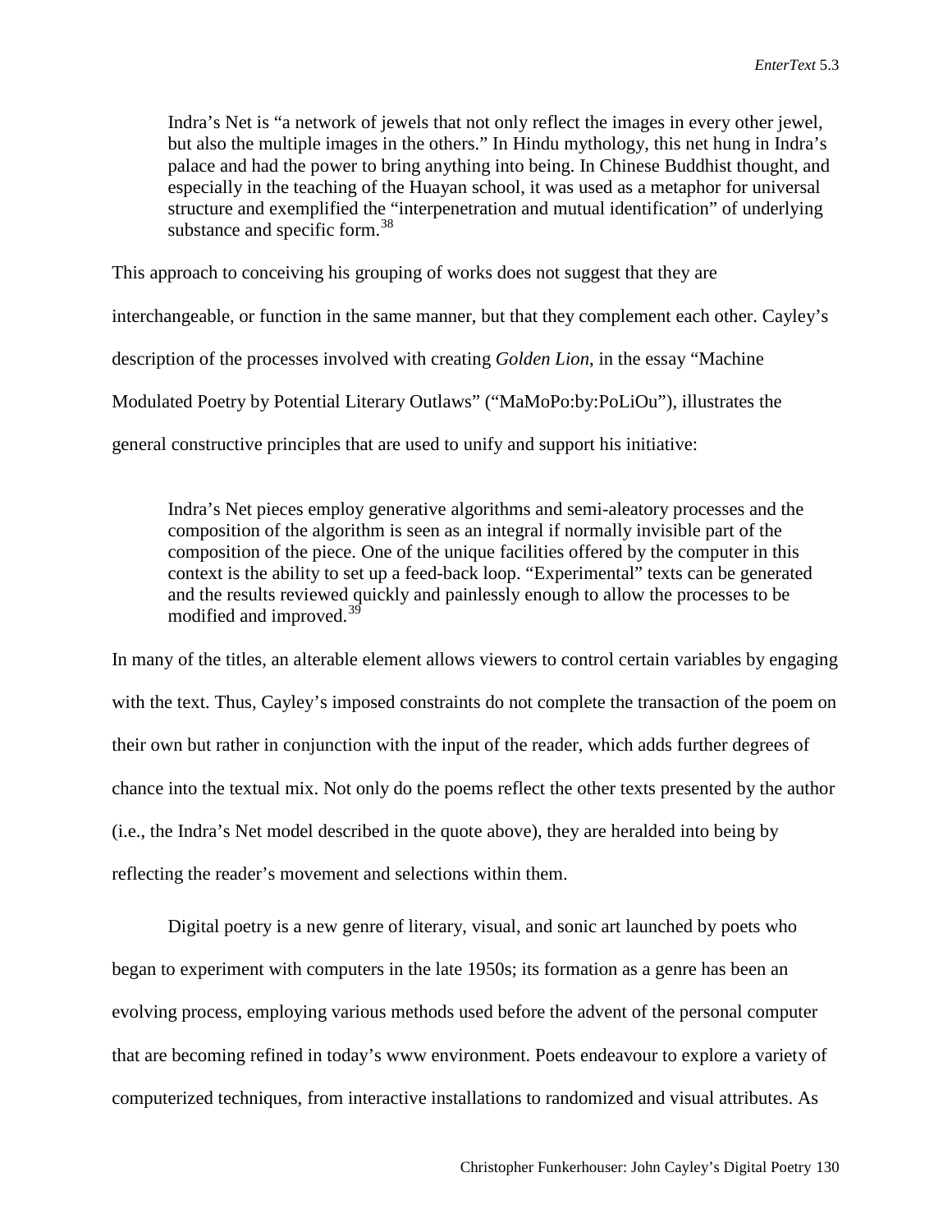> Indra's Net is "a network of jewels that not only reflect the images in every other jewel, but also the multiple images in the others." In Hindu mythology, this net hung in Indra's palace and had the power to bring anything into being. In Chinese Buddhist thought, and especially in the teaching of the Huayan school, it was used as a metaphor for universal structure and exemplified the "interpenetration and mutual identification" of underlying substance and specific form.[38]

This approach to conceiving his grouping of works does not suggest that they are interchangeable, or function in the same manner, but that they complement each other. Cayley's description of the processes involved with creating *Golden Lion*, in the essay "Machine Modulated Poetry by Potential Literary Outlaws" ("MaMoPo:by:PoLiOu"), illustrates the general constructive principles that are used to unify and support his initiative:

> Indra's Net pieces employ generative algorithms and semi-aleatory processes and the composition of the algorithm is seen as an integral if normally invisible part of the composition of the piece. One of the unique facilities offered by the computer in this context is the ability to set up a feed-back loop. "Experimental" texts can be generated and the results reviewed quickly and painlessly enough to allow the processes to be modified and improved.[39]

In many of the titles, an alterable element allows viewers to control certain variables by engaging with the text. Thus, Cayley's imposed constraints do not complete the transaction of the poem on their own but rather in conjunction with the input of the reader, which adds further degrees of chance into the textual mix. Not only do the poems reflect the other texts presented by the author (i.e., the Indra's Net model described in the quote above), they are heralded into being by reflecting the reader's movement and selections within them.

Digital poetry is a new genre of literary, visual, and sonic art launched by poets who began to experiment with computers in the late 1950s; its formation as a genre has been an evolving process, employing various methods used before the advent of the personal computer that are becoming refined in today's www environment. Poets endeavour to explore a variety of computerized techniques, from interactive installations to randomized and visual attributes. As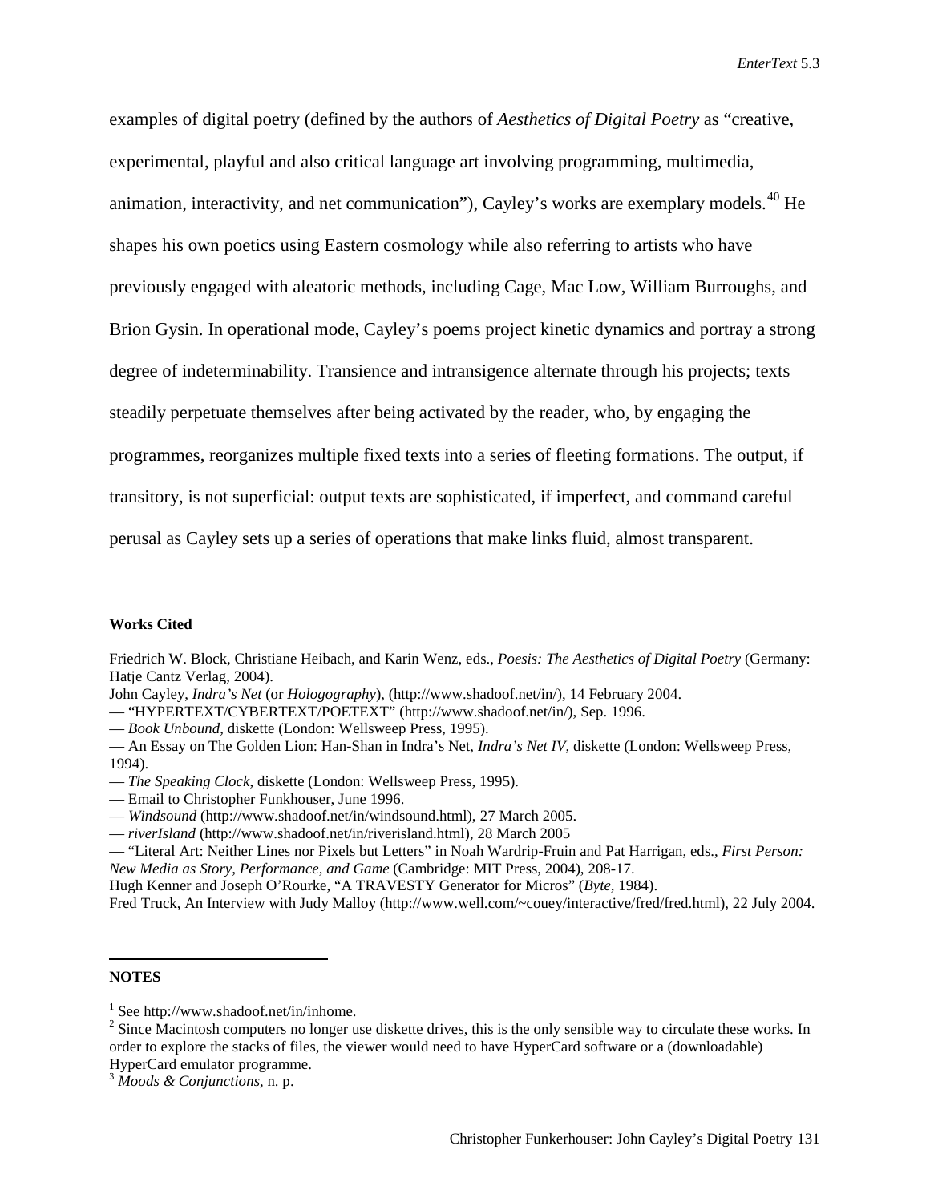examples of digital poetry (defined by the authors of *Aesthetics of Digital Poetry* as "creative, experimental, playful and also critical language art involving programming, multimedia, animation, interactivity, and net communication"), Cayley's works are exemplary models.[40] He shapes his own poetics using Eastern cosmology while also referring to artists who have previously engaged with aleatoric methods, including Cage, Mac Low, William Burroughs, and Brion Gysin. In operational mode, Cayley's poems project kinetic dynamics and portray a strong degree of indeterminability. Transience and intransigence alternate through his projects; texts steadily perpetuate themselves after being activated by the reader, who, by engaging the programmes, reorganizes multiple fixed texts into a series of fleeting formations. The output, if transitory, is not superficial: output texts are sophisticated, if imperfect, and command careful perusal as Cayley sets up a series of operations that make links fluid, almost transparent.

**Works Cited**

Friedrich W. Block, Christiane Heibach, and Karin Wenz, eds., *Poesis: The Aesthetics of Digital Poetry* (Germany: Hatje Cantz Verlag, 2004).
John Cayley, *Indra's Net* (or *Hologography*), (http://www.shadoof.net/in/), 14 February 2004.
— "HYPERTEXT/CYBERTEXT/POETEXT" (http://www.shadoof.net/in/), Sep. 1996.
— *Book Unbound*, diskette (London: Wellsweep Press, 1995).
— An Essay on The Golden Lion: Han-Shan in Indra's Net, *Indra's Net IV*, diskette (London: Wellsweep Press, 1994).
— *The Speaking Clock*, diskette (London: Wellsweep Press, 1995).
— Email to Christopher Funkhouser, June 1996.
— *Windsound* (http://www.shadoof.net/in/windsound.html), 27 March 2005.
— *riverIsland* (http://www.shadoof.net/in/riverisland.html), 28 March 2005
— "Literal Art: Neither Lines nor Pixels but Letters" in Noah Wardrip-Fruin and Pat Harrigan, eds., *First Person: New Media as Story, Performance, and Game* (Cambridge: MIT Press, 2004), 208-17.
Hugh Kenner and Joseph O'Rourke, "A TRAVESTY Generator for Micros" (*Byte,* 1984).
Fred Truck, An Interview with Judy Malloy (http://www.well.com/~couey/interactive/fred/fred.html), 22 July 2004.

**NOTES**

[1] See http://www.shadoof.net/in/inhome.
[2] Since Macintosh computers no longer use diskette drives, this is the only sensible way to circulate these works. In order to explore the stacks of files, the viewer would need to have HyperCard software or a (downloadable) HyperCard emulator programme.
[3] *Moods & Conjunctions*, n. p.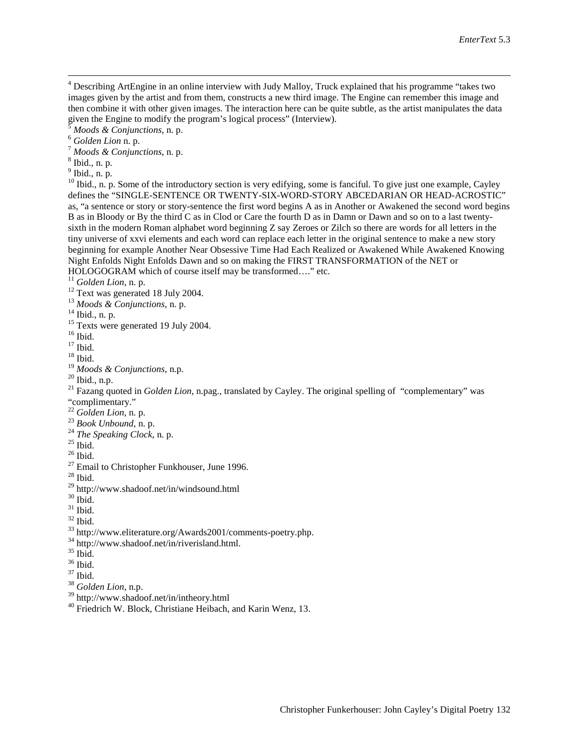[4] Describing ArtEngine in an online interview with Judy Malloy, Truck explained that his programme "takes two images given by the artist and from them, constructs a new third image. The Engine can remember this image and then combine it with other given images. The interaction here can be quite subtle, as the artist manipulates the data given the Engine to modify the program's logical process" (Interview).

[5] *Moods & Conjunctions*, n. p.

[6] *Golden Lion* n. p.

[7] *Moods & Conjunctions*, n. p.

[8] Ibid., n. p.

[9] Ibid., n. p.

[10] Ibid., n. p. Some of the introductory section is very edifying, some is fanciful. To give just one example, Cayley defines the "SINGLE-SENTENCE OR TWENTY-SIX-WORD-STORY ABCEDARIAN OR HEAD-ACROSTIC" as, "a sentence or story or story-sentence the first word begins A as in Another or Awakened the second word begins B as in Bloody or By the third C as in Clod or Care the fourth D as in Damn or Dawn and so on to a last twenty-sixth in the modern Roman alphabet word beginning Z say Zeroes or Zilch so there are words for all letters in the tiny universe of xxvi elements and each word can replace each letter in the original sentence to make a new story beginning for example Another Near Obsessive Time Had Each Realized or Awakened While Awakened Knowing Night Enfolds Night Enfolds Dawn and so on making the FIRST TRANSFORMATION of the NET or HOLOGOGRAM which of course itself may be transformed…." etc.

[11] *Golden Lion*, n. p.

[12] Text was generated 18 July 2004.

[13] *Moods & Conjunctions*, n. p.

[14] Ibid., n. p.

[15] Texts were generated 19 July 2004.

[16] Ibid.

[17] Ibid.

[18] Ibid.

[19] *Moods & Conjunctions*, n.p.

[20] Ibid., n.p.

[21] Fazang quoted in *Golden Lion*, n.pag., translated by Cayley. The original spelling of "complementary" was "complimentary."

[22] *Golden Lion*, n. p.

[23] *Book Unbound*, n. p.

[24] *The Speaking Clock*, n. p.

[25] Ibid.

[26] Ibid.

[27] Email to Christopher Funkhouser, June 1996.

[28] Ibid.

[29] http://www.shadoof.net/in/windsound.html

[30] Ibid.

[31] Ibid.

[32] Ibid.

[33] http://www.eliterature.org/Awards2001/comments-poetry.php.

[34] http://www.shadoof.net/in/riverisland.html.

[35] Ibid.

[36] Ibid.

[37] Ibid.

[38] *Golden Lion*, n.p.

[39] http://www.shadoof.net/in/intheory.html

[40] Friedrich W. Block, Christiane Heibach, and Karin Wenz, 13.